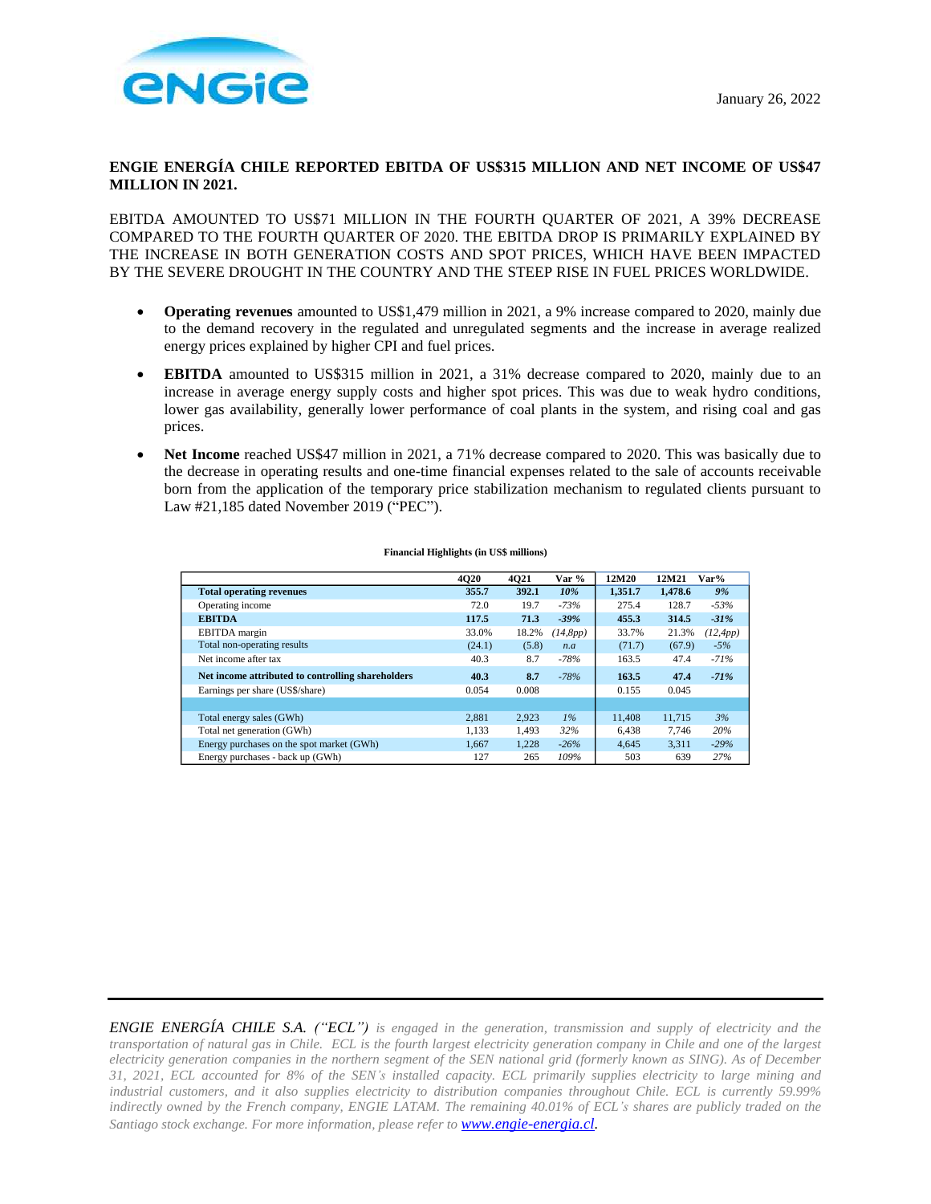January 26, 2022

**ENGIE ENERGÍA CHILE REPORTED EBITDA OF US$315 MILLION AND NET INCOME OF US$47 MILLION IN 2021.**

EBITDA AMOUNTED TO US$71 MILLION IN THE FOURTH QUARTER OF 2021, A 39% DECREASE COMPARED TO THE FOURTH QUARTER OF 2020. THE EBITDA DROP IS PRIMARILY EXPLAINED BY THE INCREASE IN BOTH GENERATION COSTS AND SPOT PRICES, WHICH HAVE BEEN IMPACTED BY THE SEVERE DROUGHT IN THE COUNTRY AND THE STEEP RISE IN FUEL PRICES WORLDWIDE.

- **Operating revenues** amounted to US$1,479 million in 2021, a 9% increase compared to 2020, mainly due to the demand recovery in the regulated and unregulated segments and the increase in average realized energy prices explained by higher CPI and fuel prices.
- **EBITDA** amounted to US$315 million in 2021, a 31% decrease compared to 2020, mainly due to an increase in average energy supply costs and higher spot prices. This was due to weak hydro conditions, lower gas availability, generally lower performance of coal plants in the system, and rising coal and gas prices.
- **Net Income** reached US$47 million in 2021, a 71% decrease compared to 2020. This was basically due to the decrease in operating results and one-time financial expenses related to the sale of accounts receivable born from the application of the temporary price stabilization mechanism to regulated clients pursuant to Law #21,185 dated November 2019 ("PEC").

**Financial Highlights (in US$ millions)**

| | 4Q20 | 4Q21 | Var % | 12M20 | 12M21 | Var% |
|---|---|---|---|---|---|---|
| **Total operating revenues** | **355.7** | **392.1** | *10%* | **1,351.7** | **1,478.6** | *9%* |
| Operating income | 72.0 | 19.7 | *-73%* | 275.4 | 128.7 | *-53%* |
| **EBITDA** | **117.5** | **71.3** | *-39%* | **455.3** | **314.5** | *-31%* |
| EBITDA margin | 33.0% | 18.2% | *(14,8pp)* | 33.7% | 21.3% | *(12,4pp)* |
| Total non-operating results | (24.1) | (5.8) | *n.a* | (71.7) | (67.9) | *-5%* |
| Net income after tax | 40.3 | 8.7 | *-78%* | 163.5 | 47.4 | *-71%* |
| **Net income attributed to controlling shareholders** | **40.3** | **8.7** | *-78%* | **163.5** | **47.4** | *-71%* |
| Earnings per share (US$/share) | 0.054 | 0.008 | | 0.155 | 0.045 | |
| | | | | | | |
| Total energy sales (GWh) | 2,881 | 2,923 | *1%* | 11,408 | 11,715 | *3%* |
| Total net generation (GWh) | 1,133 | 1,493 | *32%* | 6,438 | 7,746 | *20%* |
| Energy purchases on the spot market (GWh) | 1,667 | 1,228 | *-26%* | 4,645 | 3,311 | *-29%* |
| Energy purchases - back up (GWh) | 127 | 265 | *109%* | 503 | 639 | *27%* |

*ENGIE ENERGÍA CHILE S.A. ("ECL") is engaged in the generation, transmission and supply of electricity and the transportation of natural gas in Chile. ECL is the fourth largest electricity generation company in Chile and one of the largest electricity generation companies in the northern segment of the SEN national grid (formerly known as SING). As of December 31, 2021, ECL accounted for 8% of the SEN's installed capacity. ECL primarily supplies electricity to large mining and industrial customers, and it also supplies electricity to distribution companies throughout Chile. ECL is currently 59.99% indirectly owned by the French company, ENGIE LATAM. The remaining 40.01% of ECL's shares are publicly traded on the Santiago stock exchange. For more information, please refer to [www.engie-energia.cl](http://www.engie-energia.cl).*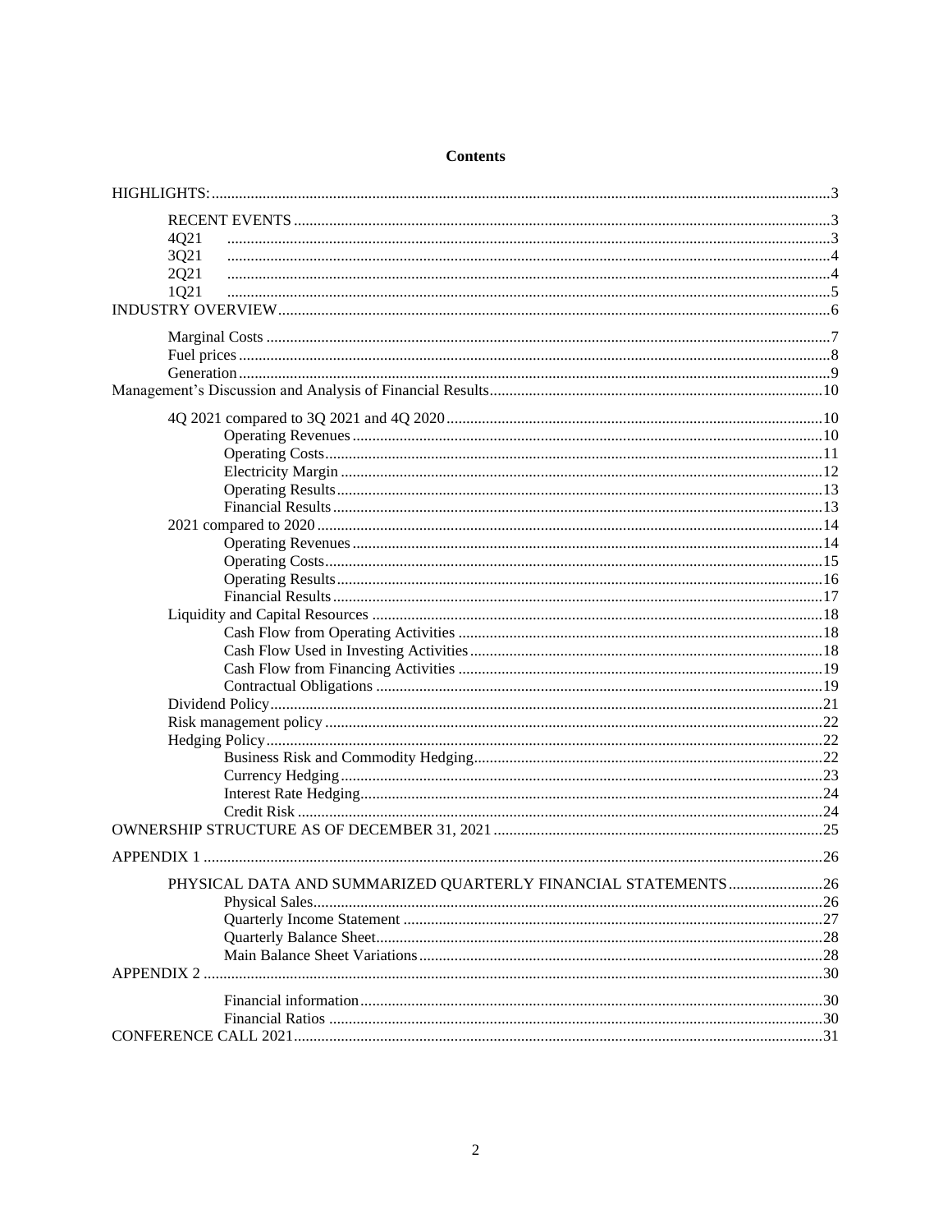**Contents**

- HIGHLIGHTS: 3
  - RECENT EVENTS 3
  - 4Q21 3
  - 3Q21 4
  - 2Q21 4
  - 1Q21 5
- INDUSTRY OVERVIEW 6
  - Marginal Costs 7
  - Fuel prices 8
  - Generation 9
- Management's Discussion and Analysis of Financial Results 10
  - 4Q 2021 compared to 3Q 2021 and 4Q 2020 10
    - Operating Revenues 10
    - Operating Costs 11
    - Electricity Margin 12
    - Operating Results 13
    - Financial Results 13
  - 2021 compared to 2020 14
    - Operating Revenues 14
    - Operating Costs 15
    - Operating Results 16
    - Financial Results 17
  - Liquidity and Capital Resources 18
    - Cash Flow from Operating Activities 18
    - Cash Flow Used in Investing Activities 18
    - Cash Flow from Financing Activities 19
    - Contractual Obligations 19
  - Dividend Policy 21
  - Risk management policy 22
  - Hedging Policy 22
    - Business Risk and Commodity Hedging 22
    - Currency Hedging 23
    - Interest Rate Hedging 24
    - Credit Risk 24
- OWNERSHIP STRUCTURE AS OF DECEMBER 31, 2021 25
- APPENDIX 1 26
  - PHYSICAL DATA AND SUMMARIZED QUARTERLY FINANCIAL STATEMENTS 26
    - Physical Sales 26
    - Quarterly Income Statement 27
    - Quarterly Balance Sheet 28
    - Main Balance Sheet Variations 28
- APPENDIX 2 30
  - Financial information 30
  - Financial Ratios 30
- CONFERENCE CALL 2021 31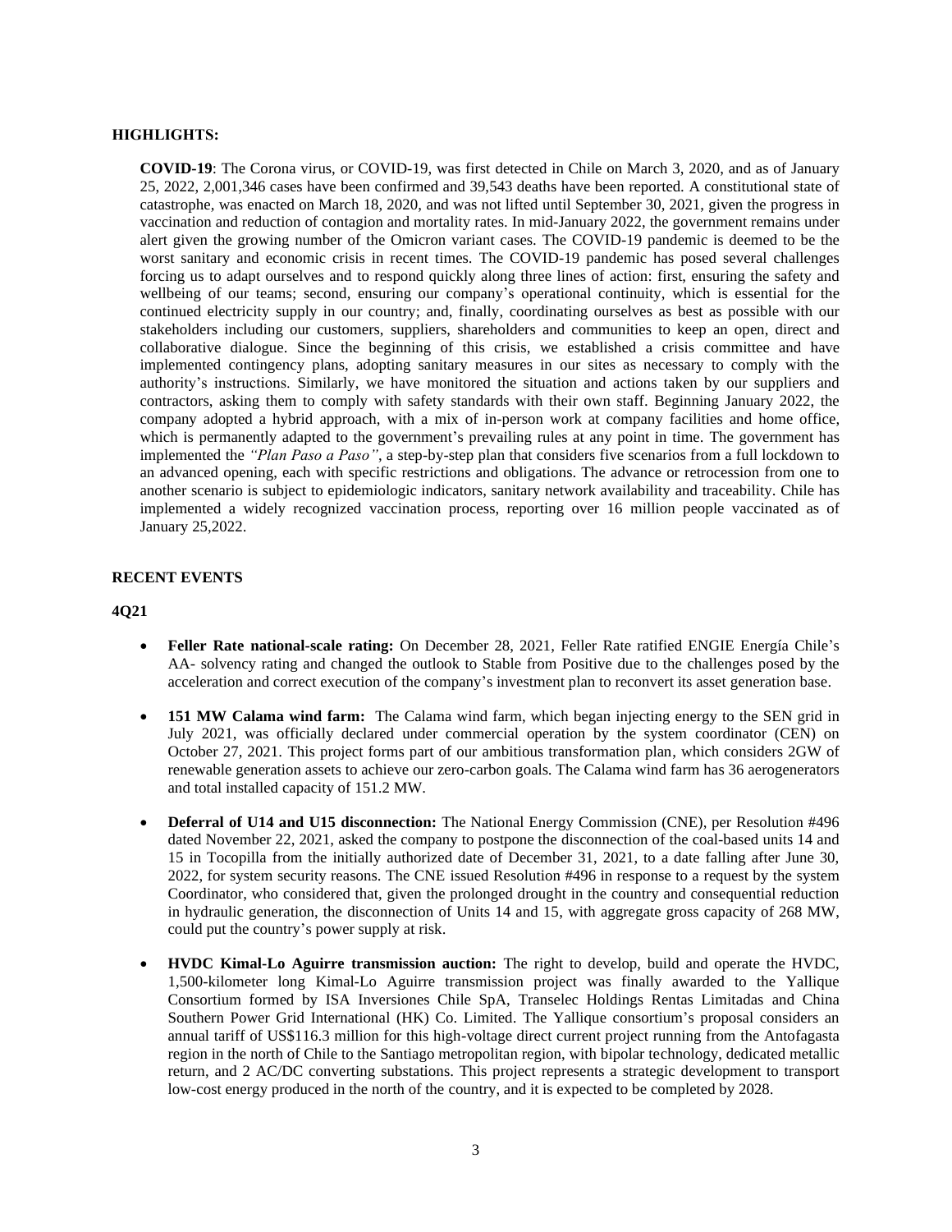## HIGHLIGHTS:

**COVID-19**: The Corona virus, or COVID-19, was first detected in Chile on March 3, 2020, and as of January 25, 2022, 2,001,346 cases have been confirmed and 39,543 deaths have been reported. A constitutional state of catastrophe, was enacted on March 18, 2020, and was not lifted until September 30, 2021, given the progress in vaccination and reduction of contagion and mortality rates. In mid-January 2022, the government remains under alert given the growing number of the Omicron variant cases. The COVID-19 pandemic is deemed to be the worst sanitary and economic crisis in recent times. The COVID-19 pandemic has posed several challenges forcing us to adapt ourselves and to respond quickly along three lines of action: first, ensuring the safety and wellbeing of our teams; second, ensuring our company's operational continuity, which is essential for the continued electricity supply in our country; and, finally, coordinating ourselves as best as possible with our stakeholders including our customers, suppliers, shareholders and communities to keep an open, direct and collaborative dialogue. Since the beginning of this crisis, we established a crisis committee and have implemented contingency plans, adopting sanitary measures in our sites as necessary to comply with the authority's instructions. Similarly, we have monitored the situation and actions taken by our suppliers and contractors, asking them to comply with safety standards with their own staff. Beginning January 2022, the company adopted a hybrid approach, with a mix of in-person work at company facilities and home office, which is permanently adapted to the government's prevailing rules at any point in time. The government has implemented the *"Plan Paso a Paso"*, a step-by-step plan that considers five scenarios from a full lockdown to an advanced opening, each with specific restrictions and obligations. The advance or retrocession from one to another scenario is subject to epidemiologic indicators, sanitary network availability and traceability. Chile has implemented a widely recognized vaccination process, reporting over 16 million people vaccinated as of January 25,2022.

## RECENT EVENTS

### 4Q21

- **Feller Rate national-scale rating:** On December 28, 2021, Feller Rate ratified ENGIE Energía Chile's AA- solvency rating and changed the outlook to Stable from Positive due to the challenges posed by the acceleration and correct execution of the company's investment plan to reconvert its asset generation base.

- **151 MW Calama wind farm:** The Calama wind farm, which began injecting energy to the SEN grid in July 2021, was officially declared under commercial operation by the system coordinator (CEN) on October 27, 2021. This project forms part of our ambitious transformation plan, which considers 2GW of renewable generation assets to achieve our zero-carbon goals. The Calama wind farm has 36 aerogenerators and total installed capacity of 151.2 MW.

- **Deferral of U14 and U15 disconnection:** The National Energy Commission (CNE), per Resolution #496 dated November 22, 2021, asked the company to postpone the disconnection of the coal-based units 14 and 15 in Tocopilla from the initially authorized date of December 31, 2021, to a date falling after June 30, 2022, for system security reasons. The CNE issued Resolution #496 in response to a request by the system Coordinator, who considered that, given the prolonged drought in the country and consequential reduction in hydraulic generation, the disconnection of Units 14 and 15, with aggregate gross capacity of 268 MW, could put the country's power supply at risk.

- **HVDC Kimal-Lo Aguirre transmission auction:** The right to develop, build and operate the HVDC, 1,500-kilometer long Kimal-Lo Aguirre transmission project was finally awarded to the Yallique Consortium formed by ISA Inversiones Chile SpA, Transelec Holdings Rentas Limitadas and China Southern Power Grid International (HK) Co. Limited. The Yallique consortium's proposal considers an annual tariff of US$116.3 million for this high-voltage direct current project running from the Antofagasta region in the north of Chile to the Santiago metropolitan region, with bipolar technology, dedicated metallic return, and 2 AC/DC converting substations. This project represents a strategic development to transport low-cost energy produced in the north of the country, and it is expected to be completed by 2028.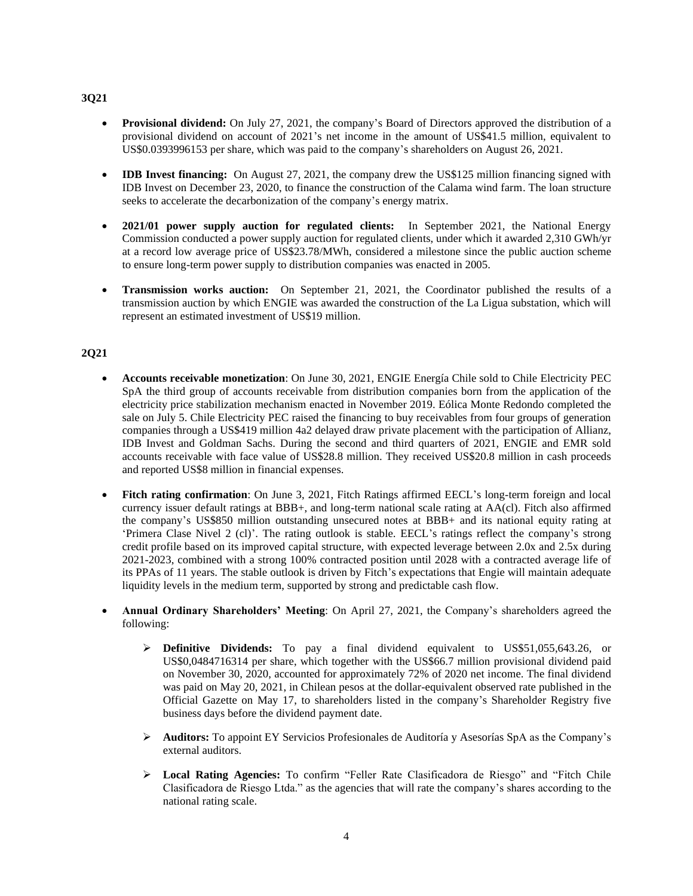**3Q21**

- **Provisional dividend:** On July 27, 2021, the company's Board of Directors approved the distribution of a provisional dividend on account of 2021's net income in the amount of US$41.5 million, equivalent to US$0.0393996153 per share, which was paid to the company's shareholders on August 26, 2021.

- **IDB Invest financing:** On August 27, 2021, the company drew the US$125 million financing signed with IDB Invest on December 23, 2020, to finance the construction of the Calama wind farm. The loan structure seeks to accelerate the decarbonization of the company's energy matrix.

- **2021/01 power supply auction for regulated clients:** In September 2021, the National Energy Commission conducted a power supply auction for regulated clients, under which it awarded 2,310 GWh/yr at a record low average price of US$23.78/MWh, considered a milestone since the public auction scheme to ensure long-term power supply to distribution companies was enacted in 2005.

- **Transmission works auction:** On September 21, 2021, the Coordinator published the results of a transmission auction by which ENGIE was awarded the construction of the La Ligua substation, which will represent an estimated investment of US$19 million.

**2Q21**

- **Accounts receivable monetization**: On June 30, 2021, ENGIE Energía Chile sold to Chile Electricity PEC SpA the third group of accounts receivable from distribution companies born from the application of the electricity price stabilization mechanism enacted in November 2019. Eólica Monte Redondo completed the sale on July 5. Chile Electricity PEC raised the financing to buy receivables from four groups of generation companies through a US$419 million 4a2 delayed draw private placement with the participation of Allianz, IDB Invest and Goldman Sachs. During the second and third quarters of 2021, ENGIE and EMR sold accounts receivable with face value of US$28.8 million. They received US$20.8 million in cash proceeds and reported US$8 million in financial expenses.

- **Fitch rating confirmation**: On June 3, 2021, Fitch Ratings affirmed EECL's long-term foreign and local currency issuer default ratings at BBB+, and long-term national scale rating at AA(cl). Fitch also affirmed the company's US$850 million outstanding unsecured notes at BBB+ and its national equity rating at 'Primera Clase Nivel 2 (cl)'. The rating outlook is stable. EECL's ratings reflect the company's strong credit profile based on its improved capital structure, with expected leverage between 2.0x and 2.5x during 2021-2023, combined with a strong 100% contracted position until 2028 with a contracted average life of its PPAs of 11 years. The stable outlook is driven by Fitch's expectations that Engie will maintain adequate liquidity levels in the medium term, supported by strong and predictable cash flow.

- **Annual Ordinary Shareholders' Meeting**: On April 27, 2021, the Company's shareholders agreed the following:

  - **Definitive Dividends:** To pay a final dividend equivalent to US$51,055,643.26, or US$0,0484716314 per share, which together with the US$66.7 million provisional dividend paid on November 30, 2020, accounted for approximately 72% of 2020 net income. The final dividend was paid on May 20, 2021, in Chilean pesos at the dollar-equivalent observed rate published in the Official Gazette on May 17, to shareholders listed in the company's Shareholder Registry five business days before the dividend payment date.

  - **Auditors:** To appoint EY Servicios Profesionales de Auditoría y Asesorías SpA as the Company's external auditors.

  - **Local Rating Agencies:** To confirm "Feller Rate Clasificadora de Riesgo" and "Fitch Chile Clasificadora de Riesgo Ltda." as the agencies that will rate the company's shares according to the national rating scale.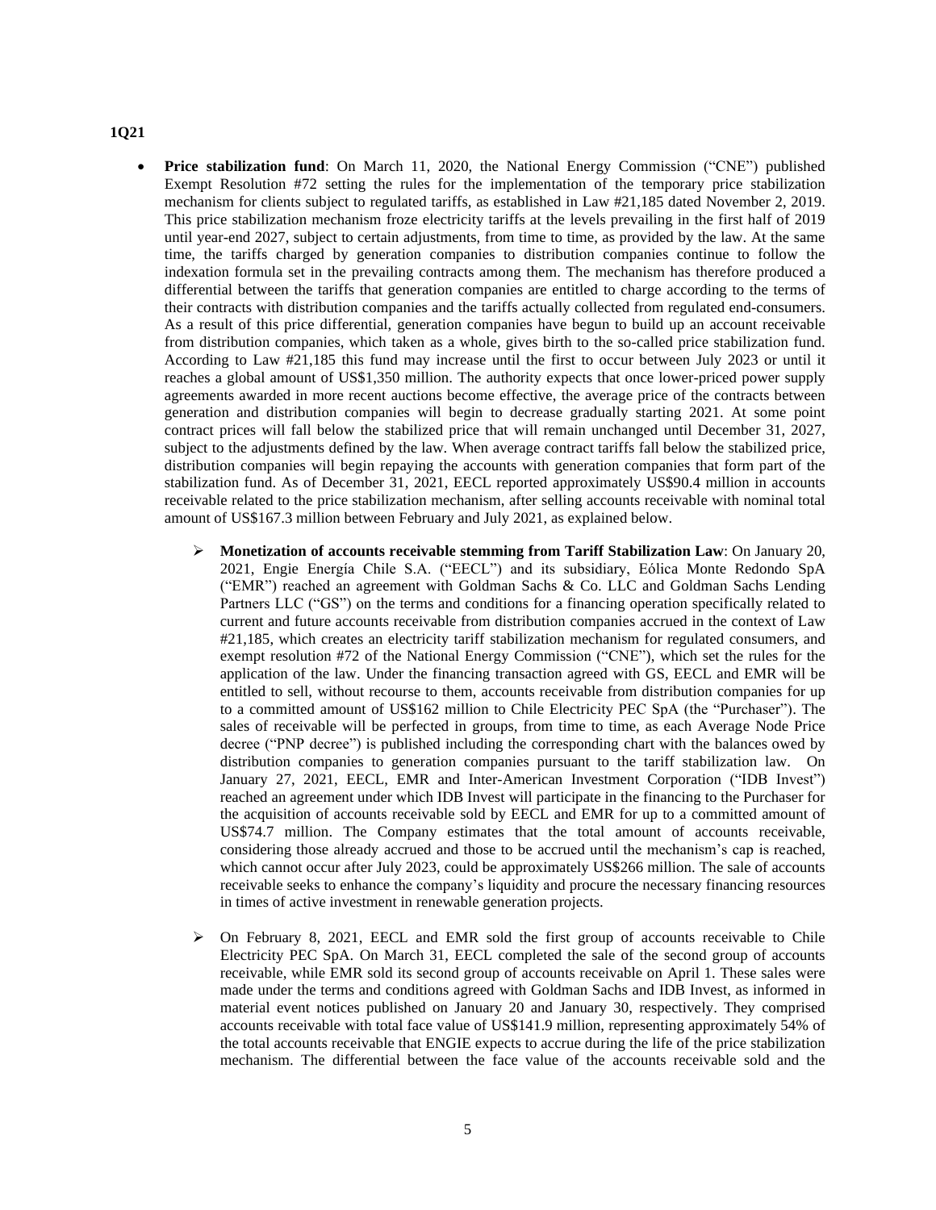**1Q21**

- **Price stabilization fund**: On March 11, 2020, the National Energy Commission ("CNE") published Exempt Resolution #72 setting the rules for the implementation of the temporary price stabilization mechanism for clients subject to regulated tariffs, as established in Law #21,185 dated November 2, 2019. This price stabilization mechanism froze electricity tariffs at the levels prevailing in the first half of 2019 until year-end 2027, subject to certain adjustments, from time to time, as provided by the law. At the same time, the tariffs charged by generation companies to distribution companies continue to follow the indexation formula set in the prevailing contracts among them. The mechanism has therefore produced a differential between the tariffs that generation companies are entitled to charge according to the terms of their contracts with distribution companies and the tariffs actually collected from regulated end-consumers. As a result of this price differential, generation companies have begun to build up an account receivable from distribution companies, which taken as a whole, gives birth to the so-called price stabilization fund. According to Law #21,185 this fund may increase until the first to occur between July 2023 or until it reaches a global amount of US$1,350 million. The authority expects that once lower-priced power supply agreements awarded in more recent auctions become effective, the average price of the contracts between generation and distribution companies will begin to decrease gradually starting 2021. At some point contract prices will fall below the stabilized price that will remain unchanged until December 31, 2027, subject to the adjustments defined by the law. When average contract tariffs fall below the stabilized price, distribution companies will begin repaying the accounts with generation companies that form part of the stabilization fund. As of December 31, 2021, EECL reported approximately US$90.4 million in accounts receivable related to the price stabilization mechanism, after selling accounts receivable with nominal total amount of US$167.3 million between February and July 2021, as explained below.

    - **Monetization of accounts receivable stemming from Tariff Stabilization Law**: On January 20, 2021, Engie Energía Chile S.A. ("EECL") and its subsidiary, Eólica Monte Redondo SpA ("EMR") reached an agreement with Goldman Sachs & Co. LLC and Goldman Sachs Lending Partners LLC ("GS") on the terms and conditions for a financing operation specifically related to current and future accounts receivable from distribution companies accrued in the context of Law #21,185, which creates an electricity tariff stabilization mechanism for regulated consumers, and exempt resolution #72 of the National Energy Commission ("CNE"), which set the rules for the application of the law. Under the financing transaction agreed with GS, EECL and EMR will be entitled to sell, without recourse to them, accounts receivable from distribution companies for up to a committed amount of US$162 million to Chile Electricity PEC SpA (the "Purchaser"). The sales of receivable will be perfected in groups, from time to time, as each Average Node Price decree ("PNP decree") is published including the corresponding chart with the balances owed by distribution companies to generation companies pursuant to the tariff stabilization law. On January 27, 2021, EECL, EMR and Inter-American Investment Corporation ("IDB Invest") reached an agreement under which IDB Invest will participate in the financing to the Purchaser for the acquisition of accounts receivable sold by EECL and EMR for up to a committed amount of US$74.7 million. The Company estimates that the total amount of accounts receivable, considering those already accrued and those to be accrued until the mechanism's cap is reached, which cannot occur after July 2023, could be approximately US$266 million. The sale of accounts receivable seeks to enhance the company's liquidity and procure the necessary financing resources in times of active investment in renewable generation projects.

    - On February 8, 2021, EECL and EMR sold the first group of accounts receivable to Chile Electricity PEC SpA. On March 31, EECL completed the sale of the second group of accounts receivable, while EMR sold its second group of accounts receivable on April 1. These sales were made under the terms and conditions agreed with Goldman Sachs and IDB Invest, as informed in material event notices published on January 20 and January 30, respectively. They comprised accounts receivable with total face value of US$141.9 million, representing approximately 54% of the total accounts receivable that ENGIE expects to accrue during the life of the price stabilization mechanism. The differential between the face value of the accounts receivable sold and the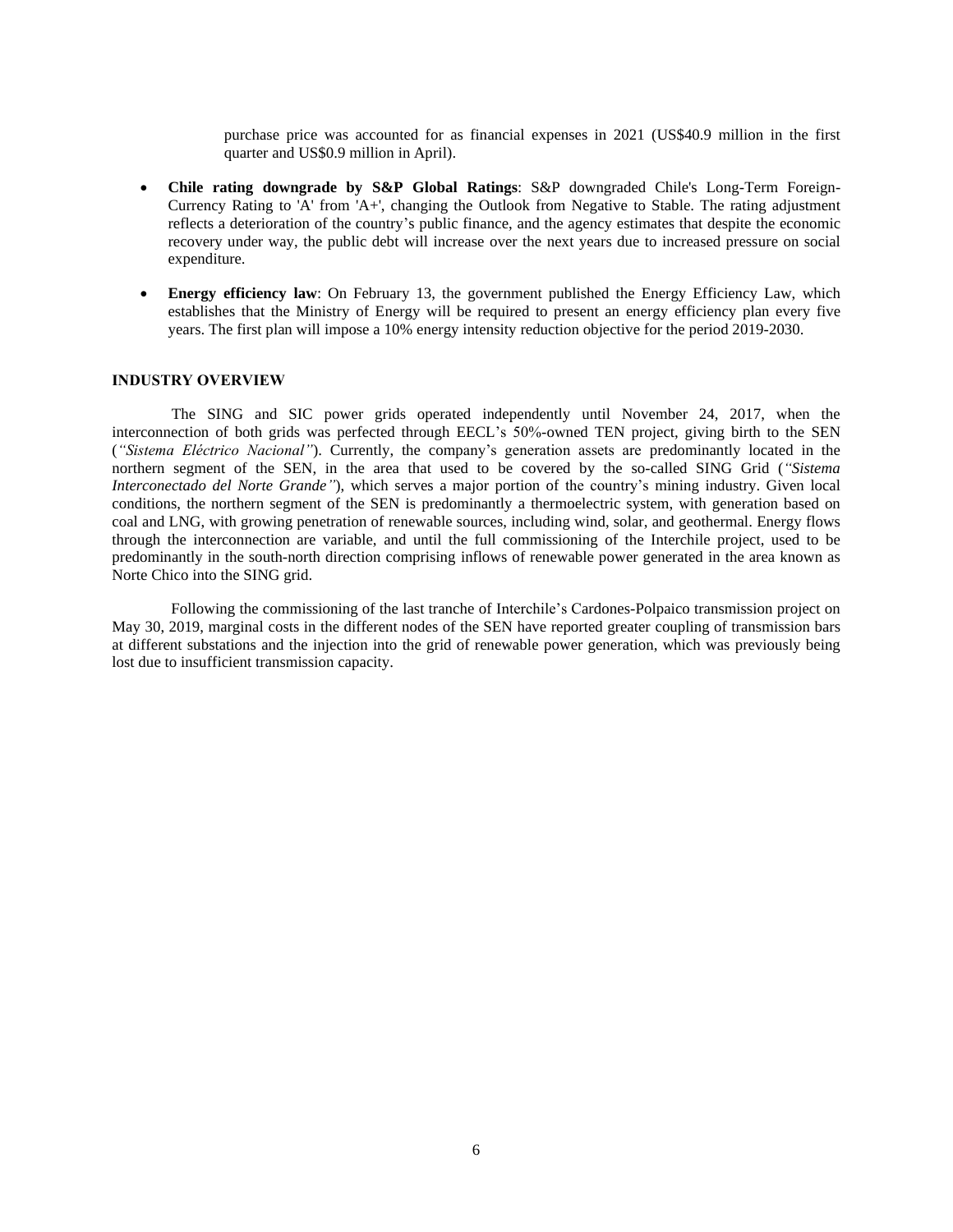purchase price was accounted for as financial expenses in 2021 (US$40.9 million in the first quarter and US$0.9 million in April).

- **Chile rating downgrade by S&P Global Ratings**: S&P downgraded Chile's Long-Term Foreign-Currency Rating to 'A' from 'A+', changing the Outlook from Negative to Stable. The rating adjustment reflects a deterioration of the country's public finance, and the agency estimates that despite the economic recovery under way, the public debt will increase over the next years due to increased pressure on social expenditure.

- **Energy efficiency law**: On February 13, the government published the Energy Efficiency Law, which establishes that the Ministry of Energy will be required to present an energy efficiency plan every five years. The first plan will impose a 10% energy intensity reduction objective for the period 2019-2030.

## INDUSTRY OVERVIEW

The SING and SIC power grids operated independently until November 24, 2017, when the interconnection of both grids was perfected through EECL's 50%-owned TEN project, giving birth to the SEN (*"Sistema Eléctrico Nacional"*). Currently, the company's generation assets are predominantly located in the northern segment of the SEN, in the area that used to be covered by the so-called SING Grid (*"Sistema Interconectado del Norte Grande"*), which serves a major portion of the country's mining industry. Given local conditions, the northern segment of the SEN is predominantly a thermoelectric system, with generation based on coal and LNG, with growing penetration of renewable sources, including wind, solar, and geothermal. Energy flows through the interconnection are variable, and until the full commissioning of the Interchile project, used to be predominantly in the south-north direction comprising inflows of renewable power generated in the area known as Norte Chico into the SING grid.

Following the commissioning of the last tranche of Interchile's Cardones-Polpaico transmission project on May 30, 2019, marginal costs in the different nodes of the SEN have reported greater coupling of transmission bars at different substations and the injection into the grid of renewable power generation, which was previously being lost due to insufficient transmission capacity.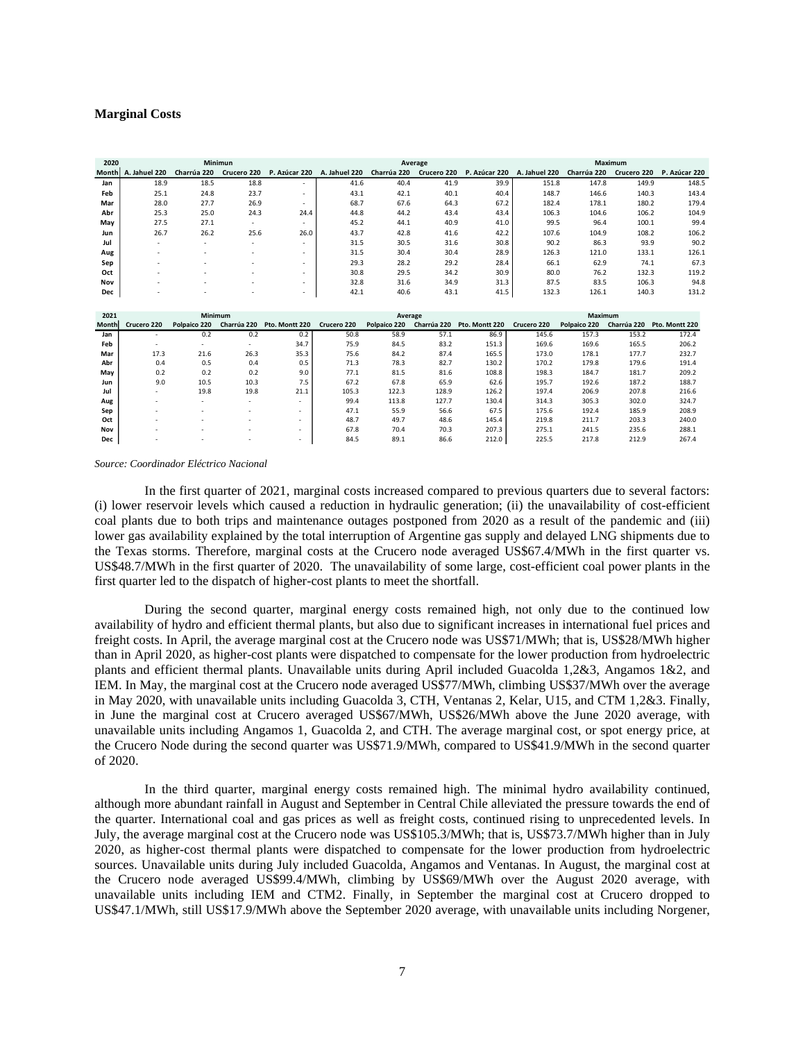**Marginal Costs**

| 2020 | Minimun | | | | Average | | | | Maximum | | | |
|---|---|---|---|---|---|---|---|---|---|---|---|---|
| Month | A. Jahuel 220 | Charrúa 220 | Crucero 220 | P. Azúcar 220 | A. Jahuel 220 | Charrúa 220 | Crucero 220 | P. Azúcar 220 | A. Jahuel 220 | Charrúa 220 | Crucero 220 | P. Azúcar 220 |
| Jan | 18.9 | 18.5 | 18.8 | - | 41.6 | 40.4 | 41.9 | 39.9 | 151.8 | 147.8 | 149.9 | 148.5 |
| Feb | 25.1 | 24.8 | 23.7 | - | 43.1 | 42.1 | 40.1 | 40.4 | 148.7 | 146.6 | 140.3 | 143.4 |
| Mar | 28.0 | 27.7 | 26.9 | - | 68.7 | 67.6 | 64.3 | 67.2 | 182.4 | 178.1 | 180.2 | 179.4 |
| Abr | 25.3 | 25.0 | 24.3 | 24.4 | 44.8 | 44.2 | 43.4 | 43.4 | 106.3 | 104.6 | 106.2 | 104.9 |
| May | 27.5 | 27.1 | - | - | 45.2 | 44.1 | 40.9 | 41.0 | 99.5 | 96.4 | 100.1 | 99.4 |
| Jun | 26.7 | 26.2 | 25.6 | 26.0 | 43.7 | 42.8 | 41.6 | 42.2 | 107.6 | 104.9 | 108.2 | 106.2 |
| Jul | - | - | - | - | 31.5 | 30.5 | 31.6 | 30.8 | 90.2 | 86.3 | 93.9 | 90.2 |
| Aug | - | - | - | - | 31.5 | 30.4 | 30.4 | 28.9 | 126.3 | 121.0 | 133.1 | 126.1 |
| Sep | - | - | - | - | 29.3 | 28.2 | 29.2 | 28.4 | 66.1 | 62.9 | 74.1 | 67.3 |
| Oct | - | - | - | - | 30.8 | 29.5 | 34.2 | 30.9 | 80.0 | 76.2 | 132.3 | 119.2 |
| Nov | - | - | - | - | 32.8 | 31.6 | 34.9 | 31.3 | 87.5 | 83.5 | 106.3 | 94.8 |
| Dec | - | - | - | - | 42.1 | 40.6 | 43.1 | 41.5 | 132.3 | 126.1 | 140.3 | 131.2 |

| 2021 | Minimum | | | | Average | | | | Maximum | | | |
|---|---|---|---|---|---|---|---|---|---|---|---|---|
| Month | Crucero 220 | Polpaico 220 | Charrúa 220 | Pto. Montt 220 | Crucero 220 | Polpaico 220 | Charrúa 220 | Pto. Montt 220 | Crucero 220 | Polpaico 220 | Charrúa 220 | Pto. Montt 220 |
| Jan | - | 0.2 | 0.2 | 0.2 | 50.8 | 58.9 | 57.1 | 86.9 | 145.6 | 157.3 | 153.2 | 172.4 |
| Feb | - | - | - | 34.7 | 75.9 | 84.5 | 83.2 | 151.3 | 169.6 | 169.6 | 165.5 | 206.2 |
| Mar | 17.3 | 21.6 | 26.3 | 35.3 | 75.6 | 84.2 | 87.4 | 165.5 | 173.0 | 178.1 | 177.7 | 232.7 |
| Abr | 0.4 | 0.5 | 0.4 | 0.5 | 71.3 | 78.3 | 82.7 | 130.2 | 170.2 | 179.8 | 179.6 | 191.4 |
| May | 0.2 | 0.2 | 0.2 | 9.0 | 77.1 | 81.5 | 81.6 | 108.8 | 198.3 | 184.7 | 181.7 | 209.2 |
| Jun | 9.0 | 10.5 | 10.3 | 7.5 | 67.2 | 67.8 | 65.9 | 62.6 | 195.7 | 192.6 | 187.2 | 188.7 |
| Jul | - | 19.8 | 19.8 | 21.1 | 105.3 | 122.3 | 128.9 | 126.2 | 197.4 | 206.9 | 207.8 | 216.6 |
| Aug | - | - | - | - | 99.4 | 113.8 | 127.7 | 130.4 | 314.3 | 305.3 | 302.0 | 324.7 |
| Sep | - | - | - | - | 47.1 | 55.9 | 56.6 | 67.5 | 175.6 | 192.4 | 185.9 | 208.9 |
| Oct | - | - | - | - | 48.7 | 49.7 | 48.6 | 145.4 | 219.8 | 211.7 | 203.3 | 240.0 |
| Nov | - | - | - | - | 67.8 | 70.4 | 70.3 | 207.3 | 275.1 | 241.5 | 235.6 | 288.1 |
| Dec | - | - | - | - | 84.5 | 89.1 | 86.6 | 212.0 | 225.5 | 217.8 | 212.9 | 267.4 |

*Source: Coordinador Eléctrico Nacional*

In the first quarter of 2021, marginal costs increased compared to previous quarters due to several factors: (i) lower reservoir levels which caused a reduction in hydraulic generation; (ii) the unavailability of cost-efficient coal plants due to both trips and maintenance outages postponed from 2020 as a result of the pandemic and (iii) lower gas availability explained by the total interruption of Argentine gas supply and delayed LNG shipments due to the Texas storms. Therefore, marginal costs at the Crucero node averaged US$67.4/MWh in the first quarter vs. US$48.7/MWh in the first quarter of 2020. The unavailability of some large, cost-efficient coal power plants in the first quarter led to the dispatch of higher-cost plants to meet the shortfall.

During the second quarter, marginal energy costs remained high, not only due to the continued low availability of hydro and efficient thermal plants, but also due to significant increases in international fuel prices and freight costs. In April, the average marginal cost at the Crucero node was US$71/MWh; that is, US$28/MWh higher than in April 2020, as higher-cost plants were dispatched to compensate for the lower production from hydroelectric plants and efficient thermal plants. Unavailable units during April included Guacolda 1,2&3, Angamos 1&2, and IEM. In May, the marginal cost at the Crucero node averaged US$77/MWh, climbing US$37/MWh over the average in May 2020, with unavailable units including Guacolda 3, CTH, Ventanas 2, Kelar, U15, and CTM 1,2&3. Finally, in June the marginal cost at Crucero averaged US$67/MWh, US$26/MWh above the June 2020 average, with unavailable units including Angamos 1, Guacolda 2, and CTH. The average marginal cost, or spot energy price, at the Crucero Node during the second quarter was US$71.9/MWh, compared to US$41.9/MWh in the second quarter of 2020.

In the third quarter, marginal energy costs remained high. The minimal hydro availability continued, although more abundant rainfall in August and September in Central Chile alleviated the pressure towards the end of the quarter. International coal and gas prices as well as freight costs, continued rising to unprecedented levels. In July, the average marginal cost at the Crucero node was US$105.3/MWh; that is, US$73.7/MWh higher than in July 2020, as higher-cost thermal plants were dispatched to compensate for the lower production from hydroelectric sources. Unavailable units during July included Guacolda, Angamos and Ventanas. In August, the marginal cost at the Crucero node averaged US$99.4/MWh, climbing by US$69/MWh over the August 2020 average, with unavailable units including IEM and CTM2. Finally, in September the marginal cost at Crucero dropped to US$47.1/MWh, still US$17.9/MWh above the September 2020 average, with unavailable units including Norgener,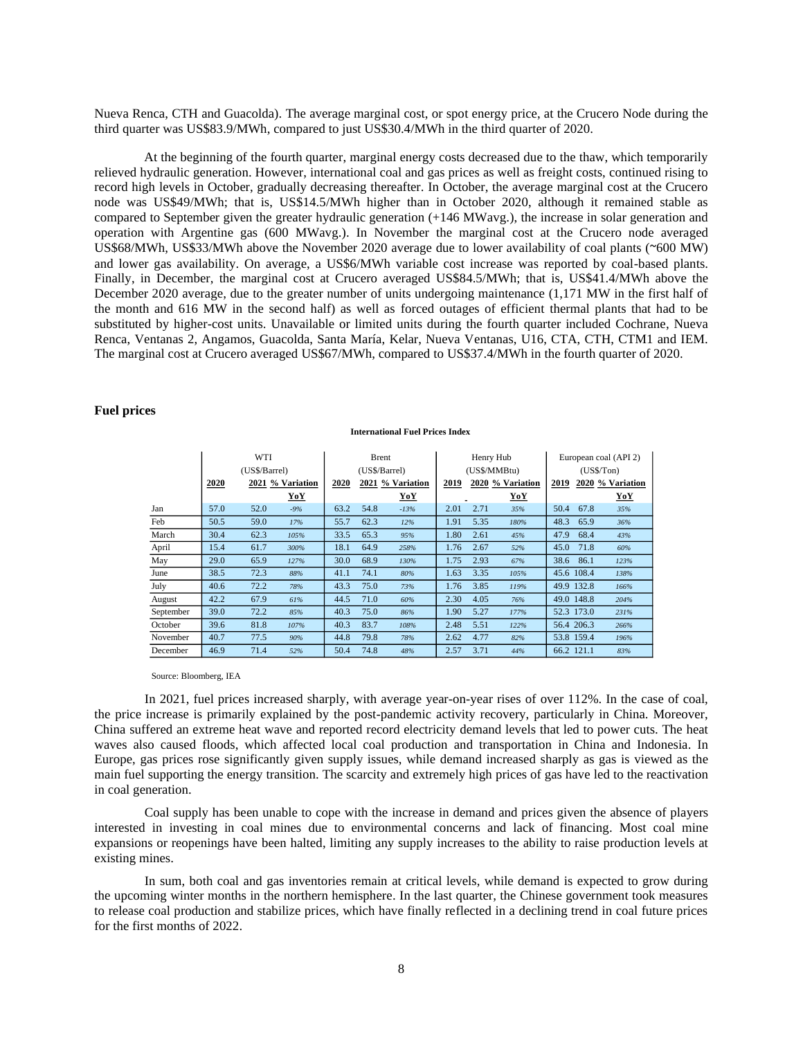Nueva Renca, CTH and Guacolda). The average marginal cost, or spot energy price, at the Crucero Node during the third quarter was US$83.9/MWh, compared to just US$30.4/MWh in the third quarter of 2020.

At the beginning of the fourth quarter, marginal energy costs decreased due to the thaw, which temporarily relieved hydraulic generation. However, international coal and gas prices as well as freight costs, continued rising to record high levels in October, gradually decreasing thereafter. In October, the average marginal cost at the Crucero node was US$49/MWh; that is, US$14.5/MWh higher than in October 2020, although it remained stable as compared to September given the greater hydraulic generation (+146 MWavg.), the increase in solar generation and operation with Argentine gas (600 MWavg.). In November the marginal cost at the Crucero node averaged US$68/MWh, US$33/MWh above the November 2020 average due to lower availability of coal plants (~600 MW) and lower gas availability. On average, a US$6/MWh variable cost increase was reported by coal-based plants. Finally, in December, the marginal cost at Crucero averaged US$84.5/MWh; that is, US$41.4/MWh above the December 2020 average, due to the greater number of units undergoing maintenance (1,171 MW in the first half of the month and 616 MW in the second half) as well as forced outages of efficient thermal plants that had to be substituted by higher-cost units. Unavailable or limited units during the fourth quarter included Cochrane, Nueva Renca, Ventanas 2, Angamos, Guacolda, Santa María, Kelar, Nueva Ventanas, U16, CTA, CTH, CTM1 and IEM. The marginal cost at Crucero averaged US$67/MWh, compared to US$37.4/MWh in the fourth quarter of 2020.

## Fuel prices

**International Fuel Prices Index**

| | WTI (US$/Barrel) | | | Brent (US$/Barrel) | | | Henry Hub (US$/MMBtu) | | | European coal (API 2) (US$/Ton) | | |
|---|---|---|---|---|---|---|---|---|---|---|---|---|
| | **2020** | **2021** | **% Variation YoY** | **2020** | **2021** | **% Variation YoY** | **2019** | **2020** | **% Variation YoY** | **2019** | **2020** | **% Variation YoY** |
| Jan | 57.0 | 52.0 | -9% | 63.2 | 54.8 | -13% | 2.01 | 2.71 | 35% | 50.4 | 67.8 | 35% |
| Feb | 50.5 | 59.0 | 17% | 55.7 | 62.3 | 12% | 1.91 | 5.35 | 180% | 48.3 | 65.9 | 36% |
| March | 30.4 | 62.3 | 105% | 33.5 | 65.3 | 95% | 1.80 | 2.61 | 45% | 47.9 | 68.4 | 43% |
| April | 15.4 | 61.7 | 300% | 18.1 | 64.9 | 258% | 1.76 | 2.67 | 52% | 45.0 | 71.8 | 60% |
| May | 29.0 | 65.9 | 127% | 30.0 | 68.9 | 130% | 1.75 | 2.93 | 67% | 38.6 | 86.1 | 123% |
| June | 38.5 | 72.3 | 88% | 41.1 | 74.1 | 80% | 1.63 | 3.35 | 105% | 45.6 | 108.4 | 138% |
| July | 40.6 | 72.2 | 78% | 43.3 | 75.0 | 73% | 1.76 | 3.85 | 119% | 49.9 | 132.8 | 166% |
| August | 42.2 | 67.9 | 61% | 44.5 | 71.0 | 60% | 2.30 | 4.05 | 76% | 49.0 | 148.8 | 204% |
| September | 39.0 | 72.2 | 85% | 40.3 | 75.0 | 86% | 1.90 | 5.27 | 177% | 52.3 | 173.0 | 231% |
| October | 39.6 | 81.8 | 107% | 40.3 | 83.7 | 108% | 2.48 | 5.51 | 122% | 56.4 | 206.3 | 266% |
| November | 40.7 | 77.5 | 90% | 44.8 | 79.8 | 78% | 2.62 | 4.77 | 82% | 53.8 | 159.4 | 196% |
| December | 46.9 | 71.4 | 52% | 50.4 | 74.8 | 48% | 2.57 | 3.71 | 44% | 66.2 | 121.1 | 83% |

Source: Bloomberg, IEA

In 2021, fuel prices increased sharply, with average year-on-year rises of over 112%. In the case of coal, the price increase is primarily explained by the post-pandemic activity recovery, particularly in China. Moreover, China suffered an extreme heat wave and reported record electricity demand levels that led to power cuts. The heat waves also caused floods, which affected local coal production and transportation in China and Indonesia. In Europe, gas prices rose significantly given supply issues, while demand increased sharply as gas is viewed as the main fuel supporting the energy transition. The scarcity and extremely high prices of gas have led to the reactivation in coal generation.

Coal supply has been unable to cope with the increase in demand and prices given the absence of players interested in investing in coal mines due to environmental concerns and lack of financing. Most coal mine expansions or reopenings have been halted, limiting any supply increases to the ability to raise production levels at existing mines.

In sum, both coal and gas inventories remain at critical levels, while demand is expected to grow during the upcoming winter months in the northern hemisphere. In the last quarter, the Chinese government took measures to release coal production and stabilize prices, which have finally reflected in a declining trend in coal future prices for the first months of 2022.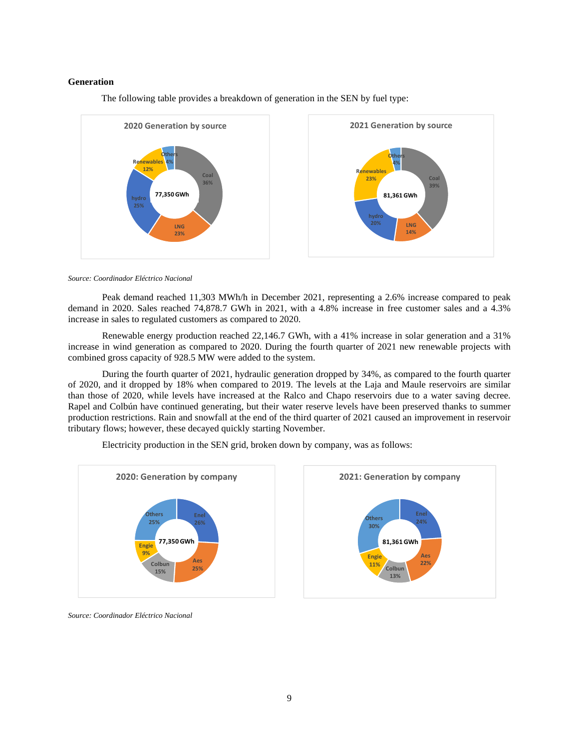**Generation**

The following table provides a breakdown of generation in the SEN by fuel type:

**2020 Generation by source**

77,350 GWh

| Source | Share |
| --- | --- |
| Coal | 36% |
| LNG | 23% |
| hydro | 25% |
| Renewables | 12% |
| Others | 4% |

**2021 Generation by source**

81,361 GWh

| Source | Share |
| --- | --- |
| Coal | 39% |
| LNG | 14% |
| hydro | 20% |
| Renewables | 23% |
| Others | 4% |

*Source: Coordinador Eléctrico Nacional*

Peak demand reached 11,303 MWh/h in December 2021, representing a 2.6% increase compared to peak demand in 2020. Sales reached 74,878.7 GWh in 2021, with a 4.8% increase in free customer sales and a 4.3% increase in sales to regulated customers as compared to 2020.

Renewable energy production reached 22,146.7 GWh, with a 41% increase in solar generation and a 31% increase in wind generation as compared to 2020. During the fourth quarter of 2021 new renewable projects with combined gross capacity of 928.5 MW were added to the system.

During the fourth quarter of 2021, hydraulic generation dropped by 34%, as compared to the fourth quarter of 2020, and it dropped by 18% when compared to 2019. The levels at the Laja and Maule reservoirs are similar than those of 2020, while levels have increased at the Ralco and Chapo reservoirs due to a water saving decree. Rapel and Colbún have continued generating, but their water reserve levels have been preserved thanks to summer production restrictions. Rain and snowfall at the end of the third quarter of 2021 caused an improvement in reservoir tributary flows; however, these decayed quickly starting November.

Electricity production in the SEN grid, broken down by company, was as follows:

**2020: Generation by company**

77,350 GWh

| Company | Share |
| --- | --- |
| Enel | 26% |
| Aes | 25% |
| Colbun | 15% |
| Engie | 9% |
| Others | 25% |

**2021: Generation by company**

81,361 GWh

| Company | Share |
| --- | --- |
| Enel | 24% |
| Aes | 22% |
| Colbun | 13% |
| Engie | 11% |
| Others | 30% |

*Source: Coordinador Eléctrico Nacional*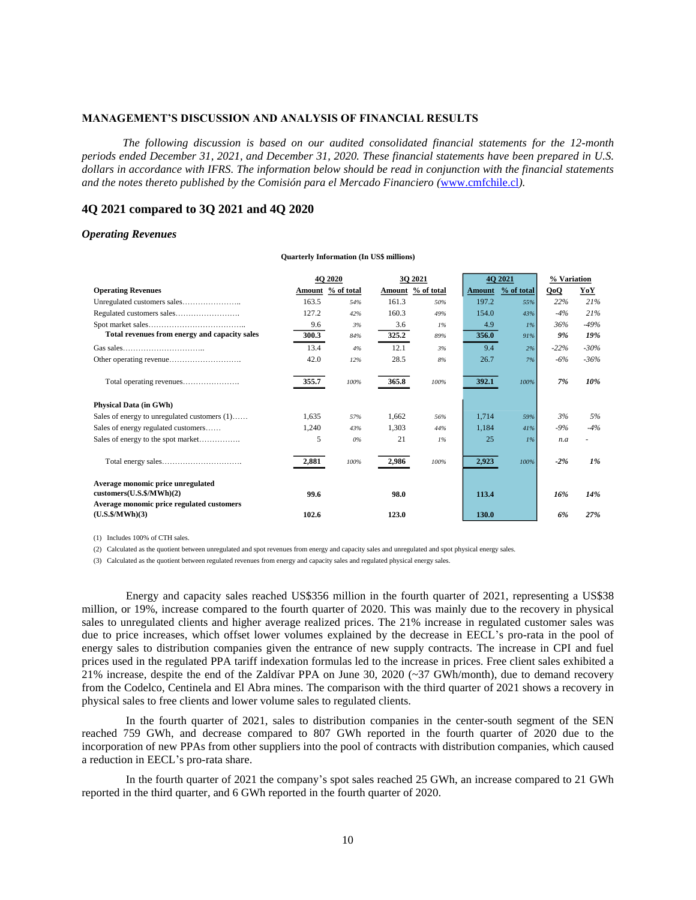## MANAGEMENT'S DISCUSSION AND ANALYSIS OF FINANCIAL RESULTS

*The following discussion is based on our audited consolidated financial statements for the 12-month periods ended December 31, 2021, and December 31, 2020. These financial statements have been prepared in U.S. dollars in accordance with IFRS. The information below should be read in conjunction with the financial statements and the notes thereto published by the Comisión para el Mercado Financiero (www.cmfchile.cl).*

## 4Q 2021 compared to 3Q 2021 and 4Q 2020

### *Operating Revenues*

**Quarterly Information (In US$ millions)**

| | 4Q 2020 | | 3Q 2021 | | 4Q 2021 | | % Variation | |
|---|---|---|---|---|---|---|---|---|
| **Operating Revenues** | **Amount** | **% of total** | **Amount** | **% of total** | **Amount** | **% of total** | **QoQ** | **YoY** |
| Unregulated customers sales…………………. | 163.5 | 54% | 161.3 | 50% | 197.2 | 55% | 22% | 21% |
| Regulated customers sales……………………. | 127.2 | 42% | 160.3 | 49% | 154.0 | 43% | -4% | 21% |
| Spot market sales……………………………….. | 9.6 | 3% | 3.6 | 1% | 4.9 | 1% | 36% | -49% |
| **Total revenues from energy and capacity sales** | **300.3** | 84% | **325.2** | 89% | **356.0** | 91% | **9%** | **19%** |
| Gas sales………………………….. | 13.4 | 4% | 12.1 | 3% | 9.4 | 2% | -22% | -30% |
| Other operating revenue………………………. | 42.0 | 12% | 28.5 | 8% | 26.7 | 7% | -6% | -36% |
| Total operating revenues…………………. | **355.7** | 100% | **365.8** | 100% | **392.1** | 100% | **7%** | **10%** |
| **Physical Data (in GWh)** | | | | | | | | |
| Sales of energy to unregulated customers (1)…… | 1,635 | 57% | 1,662 | 56% | 1,714 | 59% | 3% | 5% |
| Sales of energy regulated customers…… | 1,240 | 43% | 1,303 | 44% | 1,184 | 41% | -9% | -4% |
| Sales of energy to the spot market……………. | 5 | 0% | 21 | 1% | 25 | 1% | n.a | - |
| Total energy sales…………………………. | **2,881** | 100% | **2,986** | 100% | **2,923** | 100% | **-2%** | **1%** |
| **Average monomic price unregulated customers(U.S.$/MWh)(2)** | **99.6** | | **98.0** | | **113.4** | | **16%** | **14%** |
| **Average monomic price regulated customers (U.S.$/MWh)(3)** | **102.6** | | **123.0** | | **130.0** | | **6%** | **27%** |

(1) Includes 100% of CTH sales.

(2) Calculated as the quotient between unregulated and spot revenues from energy and capacity sales and unregulated and spot physical energy sales.

(3) Calculated as the quotient between regulated revenues from energy and capacity sales and regulated physical energy sales.

Energy and capacity sales reached US$356 million in the fourth quarter of 2021, representing a US$38 million, or 19%, increase compared to the fourth quarter of 2020. This was mainly due to the recovery in physical sales to unregulated clients and higher average realized prices. The 21% increase in regulated customer sales was due to price increases, which offset lower volumes explained by the decrease in EECL's pro-rata in the pool of energy sales to distribution companies given the entrance of new supply contracts. The increase in CPI and fuel prices used in the regulated PPA tariff indexation formulas led to the increase in prices. Free client sales exhibited a 21% increase, despite the end of the Zaldívar PPA on June 30, 2020 (~37 GWh/month), due to demand recovery from the Codelco, Centinela and El Abra mines. The comparison with the third quarter of 2021 shows a recovery in physical sales to free clients and lower volume sales to regulated clients.

In the fourth quarter of 2021, sales to distribution companies in the center-south segment of the SEN reached 759 GWh, and decrease compared to 807 GWh reported in the fourth quarter of 2020 due to the incorporation of new PPAs from other suppliers into the pool of contracts with distribution companies, which caused a reduction in EECL's pro-rata share.

In the fourth quarter of 2021 the company's spot sales reached 25 GWh, an increase compared to 21 GWh reported in the third quarter, and 6 GWh reported in the fourth quarter of 2020.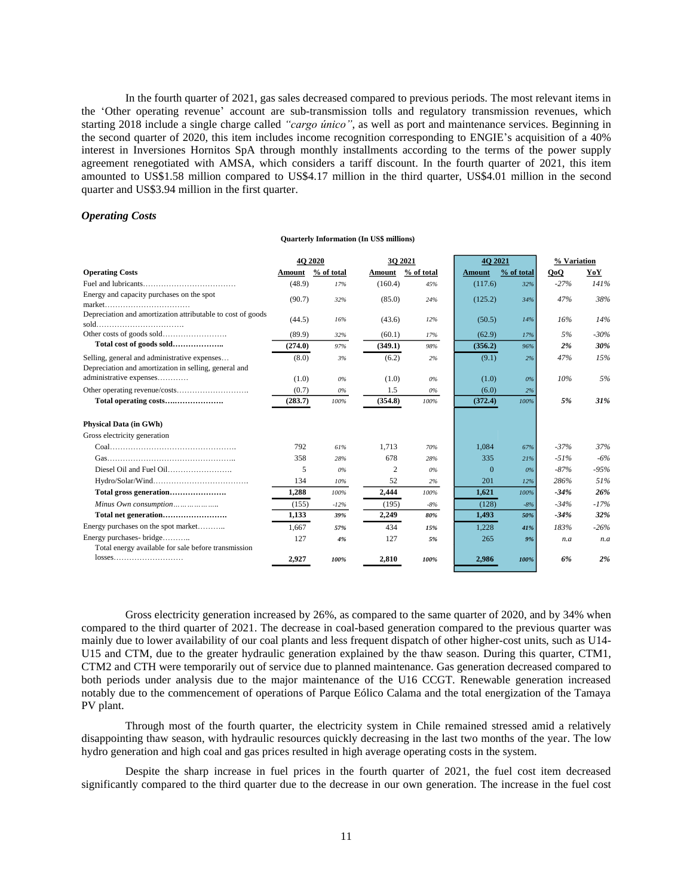In the fourth quarter of 2021, gas sales decreased compared to previous periods. The most relevant items in the 'Other operating revenue' account are sub-transmission tolls and regulatory transmission revenues, which starting 2018 include a single charge called *"cargo único"*, as well as port and maintenance services. Beginning in the second quarter of 2020, this item includes income recognition corresponding to ENGIE's acquisition of a 40% interest in Inversiones Hornitos SpA through monthly installments according to the terms of the power supply agreement renegotiated with AMSA, which considers a tariff discount. In the fourth quarter of 2021, this item amounted to US$1.58 million compared to US$4.17 million in the third quarter, US$4.01 million in the second quarter and US$3.94 million in the first quarter.

### *Operating Costs*

**Quarterly Information (In US$ millions)**

| | 4Q 2020 | | 3Q 2021 | | 4Q 2021 | | % Variation | |
|---|---|---|---|---|---|---|---|---|
| **Operating Costs** | **Amount** | **% of total** | **Amount** | **% of total** | **Amount** | **% of total** | **QoQ** | **YoY** |
| Fuel and lubricants | (48.9) | 17% | (160.4) | 45% | (117.6) | 32% | -27% | 141% |
| Energy and capacity purchases on the spot market | (90.7) | 32% | (85.0) | 24% | (125.2) | 34% | 47% | 38% |
| Depreciation and amortization attributable to cost of goods sold | (44.5) | 16% | (43.6) | 12% | (50.5) | 14% | 16% | 14% |
| Other costs of goods sold | (89.9) | 32% | (60.1) | 17% | (62.9) | 17% | 5% | -30% |
| **Total cost of goods sold** | **(274.0)** | 97% | **(349.1)** | 98% | **(356.2)** | 96% | **2%** | **30%** |
| Selling, general and administrative expenses | (8.0) | 3% | (6.2) | 2% | (9.1) | 2% | 47% | 15% |
| Depreciation and amortization in selling, general and administrative expenses | (1.0) | 0% | (1.0) | 0% | (1.0) | 0% | 10% | 5% |
| Other operating revenue/costs | (0.7) | 0% | 1.5 | 0% | (6.0) | 2% | | |
| **Total operating costs** | **(283.7)** | 100% | **(354.8)** | 100% | **(372.4)** | 100% | **5%** | **31%** |
| | | | | | | | | |
| **Physical Data (in GWh)** | | | | | | | | |
| Gross electricity generation | | | | | | | | |
| Coal | 792 | 61% | 1,713 | 70% | 1,084 | 67% | -37% | 37% |
| Gas | 358 | 28% | 678 | 28% | 335 | 21% | -51% | -6% |
| Diesel Oil and Fuel Oil | 5 | 0% | 2 | 0% | 0 | 0% | -87% | -95% |
| Hydro/Solar/Wind | 134 | 10% | 52 | 2% | 201 | 12% | 286% | 51% |
| **Total gross generation** | **1,288** | 100% | **2,444** | 100% | **1,621** | 100% | **-34%** | **26%** |
| *Minus Own consumption* | (155) | -12% | (195) | -8% | (128) | -8% | -34% | -17% |
| **Total net generation** | **1,133** | **39%** | **2,249** | **80%** | **1,493** | **50%** | **-34%** | **32%** |
| Energy purchases on the spot market | 1,667 | **57%** | 434 | **15%** | 1,228 | **41%** | 183% | -26% |
| Energy purchases- bridge | 127 | **4%** | 127 | **5%** | 265 | **9%** | n.a | n.a |
| Total energy available for sale before transmission losses | **2,927** | **100%** | **2,810** | **100%** | **2,986** | **100%** | **6%** | **2%** |

Gross electricity generation increased by 26%, as compared to the same quarter of 2020, and by 34% when compared to the third quarter of 2021. The decrease in coal-based generation compared to the previous quarter was mainly due to lower availability of our coal plants and less frequent dispatch of other higher-cost units, such as U14-U15 and CTM, due to the greater hydraulic generation explained by the thaw season. During this quarter, CTM1, CTM2 and CTH were temporarily out of service due to planned maintenance. Gas generation decreased compared to both periods under analysis due to the major maintenance of the U16 CCGT. Renewable generation increased notably due to the commencement of operations of Parque Eólico Calama and the total energization of the Tamaya PV plant.

Through most of the fourth quarter, the electricity system in Chile remained stressed amid a relatively disappointing thaw season, with hydraulic resources quickly decreasing in the last two months of the year. The low hydro generation and high coal and gas prices resulted in high average operating costs in the system.

Despite the sharp increase in fuel prices in the fourth quarter of 2021, the fuel cost item decreased significantly compared to the third quarter due to the decrease in our own generation. The increase in the fuel cost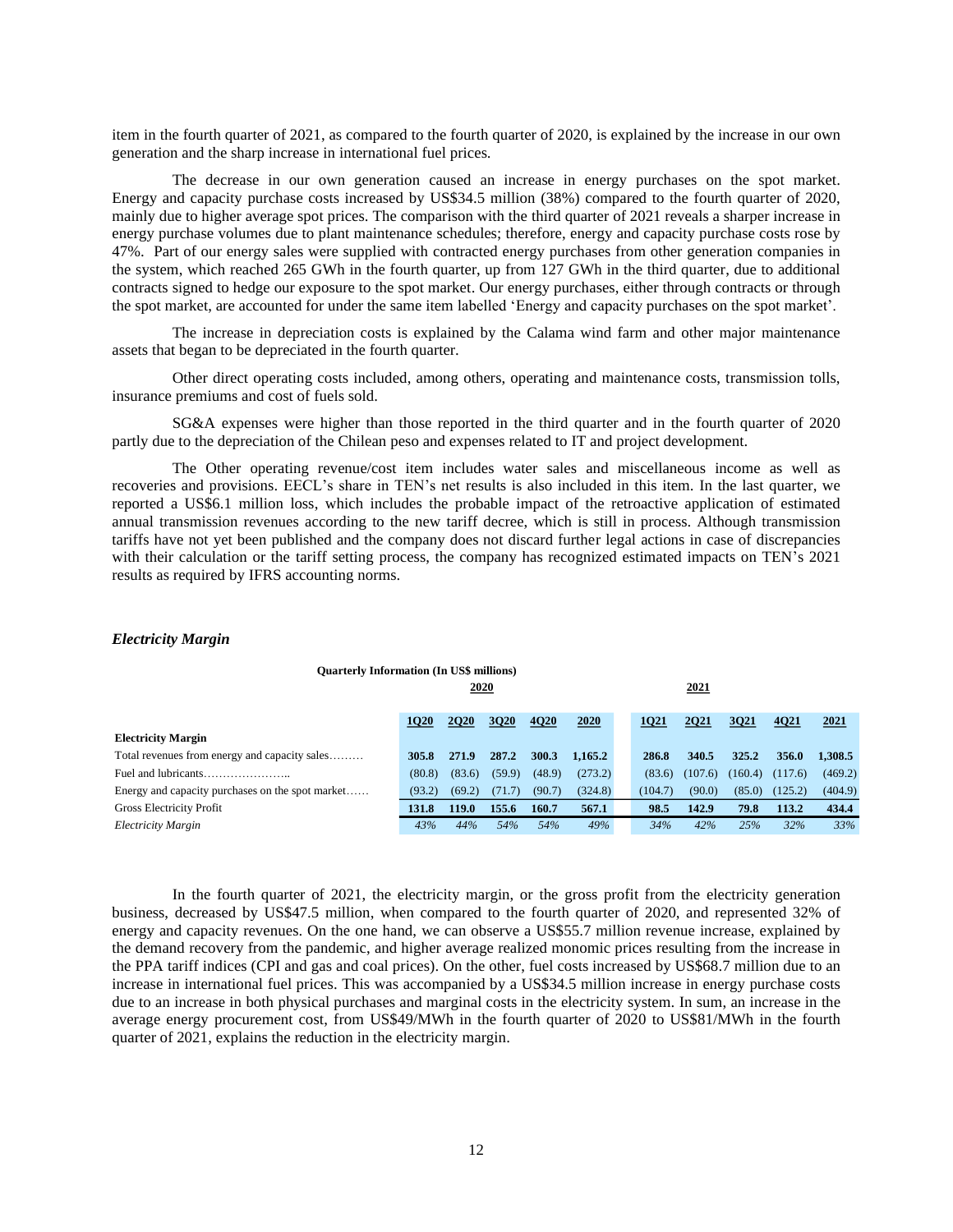item in the fourth quarter of 2021, as compared to the fourth quarter of 2020, is explained by the increase in our own generation and the sharp increase in international fuel prices.

The decrease in our own generation caused an increase in energy purchases on the spot market. Energy and capacity purchase costs increased by US$34.5 million (38%) compared to the fourth quarter of 2020, mainly due to higher average spot prices. The comparison with the third quarter of 2021 reveals a sharper increase in energy purchase volumes due to plant maintenance schedules; therefore, energy and capacity purchase costs rose by 47%. Part of our energy sales were supplied with contracted energy purchases from other generation companies in the system, which reached 265 GWh in the fourth quarter, up from 127 GWh in the third quarter, due to additional contracts signed to hedge our exposure to the spot market. Our energy purchases, either through contracts or through the spot market, are accounted for under the same item labelled 'Energy and capacity purchases on the spot market'.

The increase in depreciation costs is explained by the Calama wind farm and other major maintenance assets that began to be depreciated in the fourth quarter.

Other direct operating costs included, among others, operating and maintenance costs, transmission tolls, insurance premiums and cost of fuels sold.

SG&A expenses were higher than those reported in the third quarter and in the fourth quarter of 2020 partly due to the depreciation of the Chilean peso and expenses related to IT and project development.

The Other operating revenue/cost item includes water sales and miscellaneous income as well as recoveries and provisions. EECL's share in TEN's net results is also included in this item. In the last quarter, we reported a US$6.1 million loss, which includes the probable impact of the retroactive application of estimated annual transmission revenues according to the new tariff decree, which is still in process. Although transmission tariffs have not yet been published and the company does not discard further legal actions in case of discrepancies with their calculation or the tariff setting process, the company has recognized estimated impacts on TEN's 2021 results as required by IFRS accounting norms.

### *Electricity Margin*

**Quarterly Information (In US$ millions)**

| | 2020 | | | | | 2021 | | | | |
|---|---|---|---|---|---|---|---|---|---|---|
| | **1Q20** | **2Q20** | **3Q20** | **4Q20** | **2020** | **1Q21** | **2Q21** | **3Q21** | **4Q21** | **2021** |
| **Electricity Margin** | | | | | | | | | | |
| Total revenues from energy and capacity sales……… | **305.8** | **271.9** | **287.2** | **300.3** | **1,165.2** | **286.8** | **340.5** | **325.2** | **356.0** | **1,308.5** |
| Fuel and lubricants………………….. | (80.8) | (83.6) | (59.9) | (48.9) | (273.2) | (83.6) | (107.6) | (160.4) | (117.6) | (469.2) |
| Energy and capacity purchases on the spot market…… | (93.2) | (69.2) | (71.7) | (90.7) | (324.8) | (104.7) | (90.0) | (85.0) | (125.2) | (404.9) |
| Gross Electricity Profit | **131.8** | **119.0** | **155.6** | **160.7** | **567.1** | **98.5** | **142.9** | **79.8** | **113.2** | **434.4** |
| *Electricity Margin* | *43%* | *44%* | *54%* | *54%* | *49%* | *34%* | *42%* | *25%* | *32%* | *33%* |

In the fourth quarter of 2021, the electricity margin, or the gross profit from the electricity generation business, decreased by US$47.5 million, when compared to the fourth quarter of 2020, and represented 32% of energy and capacity revenues. On the one hand, we can observe a US$55.7 million revenue increase, explained by the demand recovery from the pandemic, and higher average realized monomic prices resulting from the increase in the PPA tariff indices (CPI and gas and coal prices). On the other, fuel costs increased by US$68.7 million due to an increase in international fuel prices. This was accompanied by a US$34.5 million increase in energy purchase costs due to an increase in both physical purchases and marginal costs in the electricity system. In sum, an increase in the average energy procurement cost, from US$49/MWh in the fourth quarter of 2020 to US$81/MWh in the fourth quarter of 2021, explains the reduction in the electricity margin.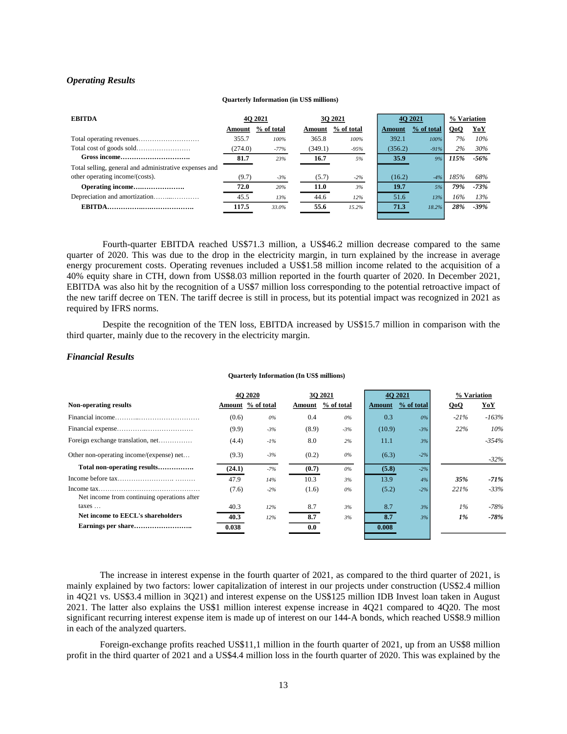### *Operating Results*

**Quarterly Information (in US$ millions)**

| **EBITDA** | **4Q 2021** | | **3Q 2021** | | **4Q 2021** | | **% Variation** | |
|---|---|---|---|---|---|---|---|---|
| | **Amount** | **% of total** | **Amount** | **% of total** | **Amount** | **% of total** | **QoQ** | **YoY** |
| Total operating revenues……………………… | 355.7 | *100%* | 365.8 | *100%* | 392.1 | *100%* | *7%* | *10%* |
| Total cost of goods sold…………………… | (274.0) | *-77%* | (349.1) | *-95%* | (356.2) | *-91%* | *2%* | *30%* |
| **Gross income………………………….** | **81.7** | *23%* | **16.7** | *5%* | **35.9** | *9%* | ***115%*** | ***-56%*** |
| Total selling, general and administrative expenses and other operating income/(costs). | (9.7) | *-3%* | (5.7) | *-2%* | (16.2) | *-4%* | *185%* | *68%* |
| **Operating income………………….** | **72.0** | *20%* | **11.0** | *3%* | **19.7** | *5%* | ***79%*** | ***-73%*** |
| Depreciation and amortization……..………… | 45.5 | *13%* | 44.6 | *12%* | 51.6 | *13%* | *16%* | *13%* |
| **EBITDA………………..……………….** | **117.5** | *33.0%* | **55.6** | *15.2%* | **71.3** | *18.2%* | ***28%*** | ***-39%*** |

Fourth-quarter EBITDA reached US$71.3 million, a US$46.2 million decrease compared to the same quarter of 2020. This was due to the drop in the electricity margin, in turn explained by the increase in average energy procurement costs. Operating revenues included a US$1.58 million income related to the acquisition of a 40% equity share in CTH, down from US$8.03 million reported in the fourth quarter of 2020. In December 2021, EBITDA was also hit by the recognition of a US$7 million loss corresponding to the potential retroactive impact of the new tariff decree on TEN. The tariff decree is still in process, but its potential impact was recognized in 2021 as required by IFRS norms.

Despite the recognition of the TEN loss, EBITDA increased by US$15.7 million in comparison with the third quarter, mainly due to the recovery in the electricity margin.

### *Financial Results*

**Quarterly Information (In US$ millions)**

| | **4Q 2020** | | **3Q 2021** | | **4Q 2021** | | **% Variation** | |
|---|---|---|---|---|---|---|---|---|
| **Non-operating results** | **Amount** | **% of total** | **Amount** | **% of total** | **Amount** | **% of total** | **QoQ** | **YoY** |
| Financial income……..……………………… | (0.6) | *0%* | 0.4 | *0%* | 0.3 | *0%* | *-21%* | *-163%* |
| Financial expense…………..……………… | (9.9) | *-3%* | (8.9) | *-3%* | (10.9) | *-3%* | *22%* | *10%* |
| Foreign exchange translation, net…………… | (4.4) | *-1%* | 8.0 | *2%* | 11.1 | *3%* | | *-354%* |
| Other non-operating income/(expense) net… | (9.3) | *-3%* | (0.2) | *0%* | (6.3) | *-2%* | | *-32%* |
| **Total non-operating results…………….** | **(24.1)** | *-7%* | **(0.7)** | *0%* | **(5.8)** | *-2%* | | |
| Income before tax……………………. ……… | 47.9 | *14%* | 10.3 | *3%* | 13.9 | *4%* | ***35%*** | ***-71%*** |
| Income tax……………………………………… | (7.6) | *-2%* | (1.6) | *0%* | (5.2) | *-2%* | *221%* | *-33%* |
| Net income from continuing operations after taxes … | 40.3 | *12%* | 8.7 | *3%* | 8.7 | *3%* | *1%* | *-78%* |
| **Net income to EECL's shareholders** | **40.3** | *12%* | **8.7** | *3%* | **8.7** | *3%* | ***1%*** | ***-78%*** |
| **Earnings per share……………………..** | **0.038** | | **0.0** | | **0.008** | | | |

The increase in interest expense in the fourth quarter of 2021, as compared to the third quarter of 2021, is mainly explained by two factors: lower capitalization of interest in our projects under construction (US$2.4 million in 4Q21 vs. US$3.4 million in 3Q21) and interest expense on the US$125 million IDB Invest loan taken in August 2021. The latter also explains the US$1 million interest expense increase in 4Q21 compared to 4Q20. The most significant recurring interest expense item is made up of interest on our 144-A bonds, which reached US$8.9 million in each of the analyzed quarters.

Foreign-exchange profits reached US$11,1 million in the fourth quarter of 2021, up from an US$8 million profit in the third quarter of 2021 and a US$4.4 million loss in the fourth quarter of 2020. This was explained by the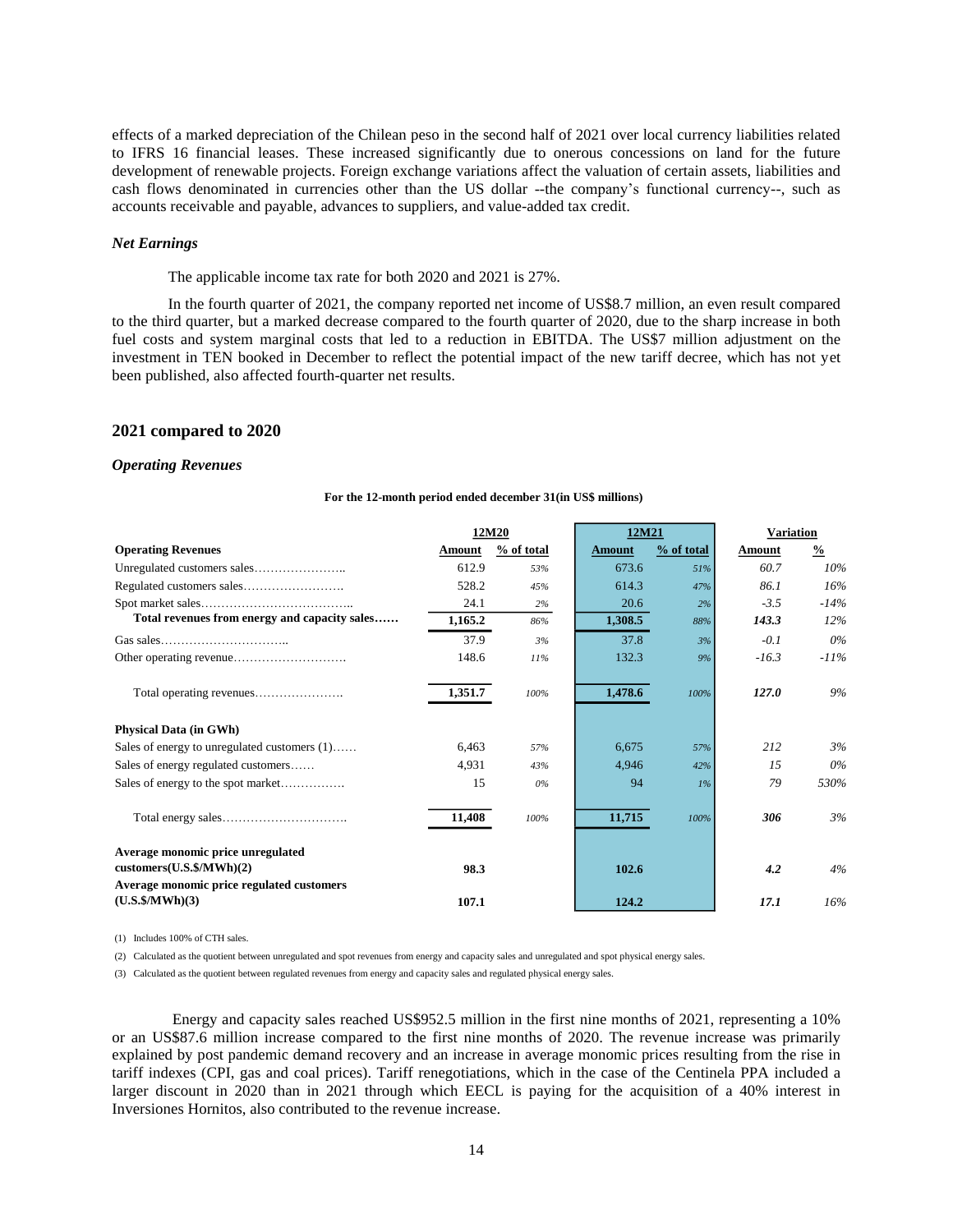effects of a marked depreciation of the Chilean peso in the second half of 2021 over local currency liabilities related to IFRS 16 financial leases. These increased significantly due to onerous concessions on land for the future development of renewable projects. Foreign exchange variations affect the valuation of certain assets, liabilities and cash flows denominated in currencies other than the US dollar --the company's functional currency--, such as accounts receivable and payable, advances to suppliers, and value-added tax credit.

### *Net Earnings*

The applicable income tax rate for both 2020 and 2021 is 27%.

In the fourth quarter of 2021, the company reported net income of US$8.7 million, an even result compared to the third quarter, but a marked decrease compared to the fourth quarter of 2020, due to the sharp increase in both fuel costs and system marginal costs that led to a reduction in EBITDA. The US$7 million adjustment on the investment in TEN booked in December to reflect the potential impact of the new tariff decree, which has not yet been published, also affected fourth-quarter net results.

## 2021 compared to 2020

### *Operating Revenues*

**For the 12-month period ended december 31(in US$ millions)**

| | 12M20 | | 12M21 | | Variation | |
|---|---|---|---|---|---|---|
| **Operating Revenues** | **Amount** | **% of total** | **Amount** | **% of total** | **Amount** | **%** |
| Unregulated customers sales…………………. | 612.9 | 53% | 673.6 | 51% | 60.7 | 10% |
| Regulated customers sales……………………. | 528.2 | 45% | 614.3 | 47% | 86.1 | 16% |
| Spot market sales……………………………….. | 24.1 | 2% | 20.6 | 2% | -3.5 | -14% |
| **Total revenues from energy and capacity sales……** | **1,165.2** | 86% | **1,308.5** | 88% | **143.3** | 12% |
| Gas sales………………………….. | 37.9 | 3% | 37.8 | 3% | -0.1 | 0% |
| Other operating revenue………………………. | 148.6 | 11% | 132.3 | 9% | -16.3 | -11% |
| Total operating revenues…………………. | **1,351.7** | 100% | **1,478.6** | 100% | **127.0** | 9% |
| **Physical Data (in GWh)** | | | | | | |
| Sales of energy to unregulated customers (1)…… | 6,463 | 57% | 6,675 | 57% | 212 | 3% |
| Sales of energy regulated customers…… | 4,931 | 43% | 4,946 | 42% | 15 | 0% |
| Sales of energy to the spot market……………. | 15 | 0% | 94 | 1% | 79 | 530% |
| Total energy sales…………………………. | **11,408** | 100% | **11,715** | 100% | **306** | 3% |
| **Average monomic price unregulated customers(U.S.$/MWh)(2)** | **98.3** | | **102.6** | | **4.2** | 4% |
| **Average monomic price regulated customers (U.S.$/MWh)(3)** | **107.1** | | **124.2** | | **17.1** | 16% |

(1) Includes 100% of CTH sales.

(2) Calculated as the quotient between unregulated and spot revenues from energy and capacity sales and unregulated and spot physical energy sales.

(3) Calculated as the quotient between regulated revenues from energy and capacity sales and regulated physical energy sales.

Energy and capacity sales reached US$952.5 million in the first nine months of 2021, representing a 10% or an US$87.6 million increase compared to the first nine months of 2020. The revenue increase was primarily explained by post pandemic demand recovery and an increase in average monomic prices resulting from the rise in tariff indexes (CPI, gas and coal prices). Tariff renegotiations, which in the case of the Centinela PPA included a larger discount in 2020 than in 2021 through which EECL is paying for the acquisition of a 40% interest in Inversiones Hornitos, also contributed to the revenue increase.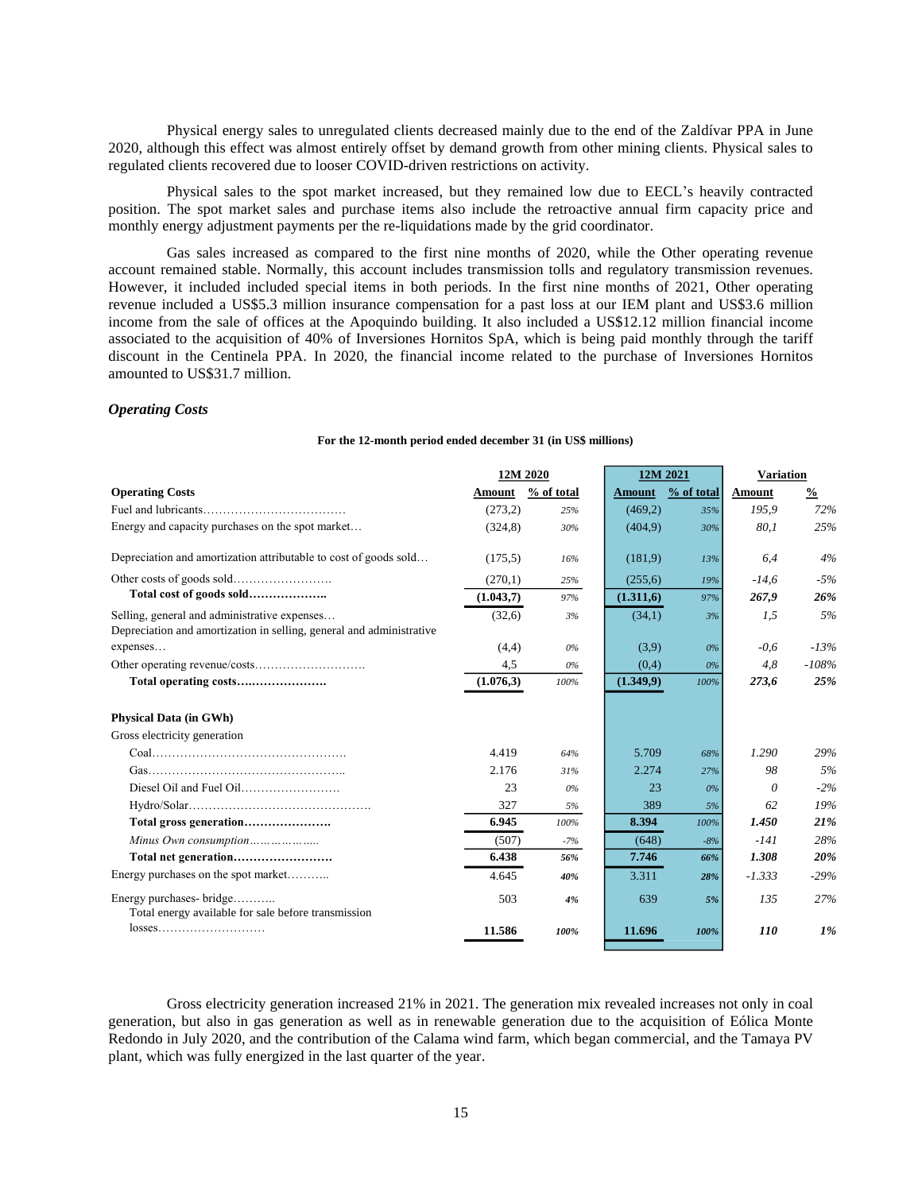Physical energy sales to unregulated clients decreased mainly due to the end of the Zaldívar PPA in June 2020, although this effect was almost entirely offset by demand growth from other mining clients. Physical sales to regulated clients recovered due to looser COVID-driven restrictions on activity.

Physical sales to the spot market increased, but they remained low due to EECL's heavily contracted position. The spot market sales and purchase items also include the retroactive annual firm capacity price and monthly energy adjustment payments per the re-liquidations made by the grid coordinator.

Gas sales increased as compared to the first nine months of 2020, while the Other operating revenue account remained stable. Normally, this account includes transmission tolls and regulatory transmission revenues. However, it included included special items in both periods. In the first nine months of 2021, Other operating revenue included a US$5.3 million insurance compensation for a past loss at our IEM plant and US$3.6 million income from the sale of offices at the Apoquindo building. It also included a US$12.12 million financial income associated to the acquisition of 40% of Inversiones Hornitos SpA, which is being paid monthly through the tariff discount in the Centinela PPA. In 2020, the financial income related to the purchase of Inversiones Hornitos amounted to US$31.7 million.

### *Operating Costs*

**For the 12-month period ended december 31 (in US$ millions)**

| | 12M 2020 | | 12M 2021 | | Variation | |
|---|---|---|---|---|---|---|
| **Operating Costs** | **Amount** | **% of total** | **Amount** | **% of total** | **Amount** | **%** |
| Fuel and lubricants…………………………… | (273,2) | 25% | (469,2) | 35% | 195,9 | 72% |
| Energy and capacity purchases on the spot market… | (324,8) | 30% | (404,9) | 30% | 80,1 | 25% |
| Depreciation and amortization attributable to cost of goods sold… | (175,5) | 16% | (181,9) | 13% | 6,4 | 4% |
| Other costs of goods sold……………………. | (270,1) | 25% | (255,6) | 19% | -14,6 | -5% |
| **Total cost of goods sold………………..** | **(1.043,7)** | 97% | **(1.311,6)** | 97% | **267,9** | **26%** |
| Selling, general and administrative expenses… | (32,6) | 3% | (34,1) | 3% | 1,5 | 5% |
| Depreciation and amortization in selling, general and administrative expenses… | (4,4) | 0% | (3,9) | 0% | -0,6 | -13% |
| Other operating revenue/costs………………………. | 4,5 | 0% | (0,4) | 0% | 4,8 | -108% |
| **Total operating costs…………………..** | **(1.076,3)** | 100% | **(1.349,9)** | 100% | **273,6** | **25%** |
| | | | | | | |
| **Physical Data (in GWh)** | | | | | | |
| Gross electricity generation | | | | | | |
| Coal………………………………………… | 4.419 | 64% | 5.709 | 68% | 1.290 | 29% |
| Gas………………………………………….. | 2.176 | 31% | 2.274 | 27% | 98 | 5% |
| Diesel Oil and Fuel Oil……………………. | 23 | 0% | 23 | 0% | 0 | -2% |
| Hydro/Solar………………………………………. | 327 | 5% | 389 | 5% | 62 | 19% |
| **Total gross generation………………….** | **6.945** | 100% | **8.394** | 100% | **1.450** | **21%** |
| *Minus Own consumption………………..* | (507) | -7% | (648) | -8% | -141 | 28% |
| **Total net generation……………………** | **6.438** | **56%** | **7.746** | **66%** | **1.308** | **20%** |
| Energy purchases on the spot market……….. | 4.645 | **40%** | 3.311 | **28%** | -1.333 | -29% |
| Energy purchases- bridge……….. | 503 | **4%** | 639 | **5%** | 135 | 27% |
| Total energy available for sale before transmission losses……………………… | **11.586** | **100%** | **11.696** | **100%** | **110** | **1%** |

Gross electricity generation increased 21% in 2021. The generation mix revealed increases not only in coal generation, but also in gas generation as well as in renewable generation due to the acquisition of Eólica Monte Redondo in July 2020, and the contribution of the Calama wind farm, which began commercial, and the Tamaya PV plant, which was fully energized in the last quarter of the year.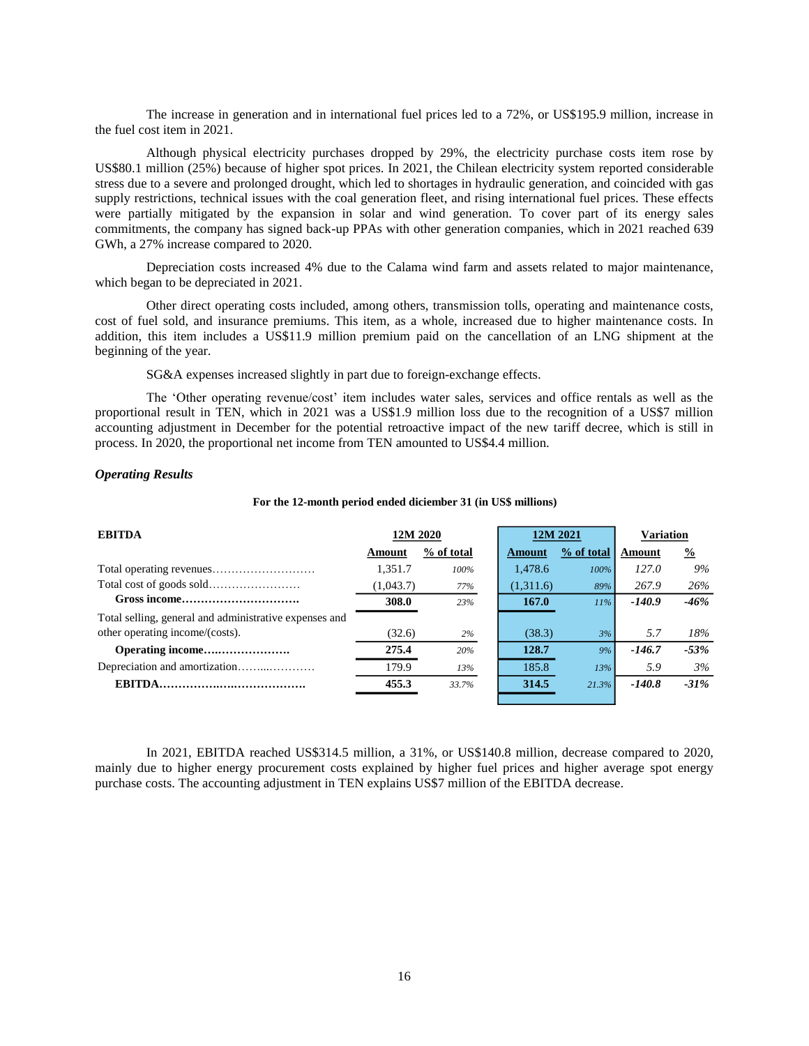The increase in generation and in international fuel prices led to a 72%, or US$195.9 million, increase in the fuel cost item in 2021.

Although physical electricity purchases dropped by 29%, the electricity purchase costs item rose by US$80.1 million (25%) because of higher spot prices. In 2021, the Chilean electricity system reported considerable stress due to a severe and prolonged drought, which led to shortages in hydraulic generation, and coincided with gas supply restrictions, technical issues with the coal generation fleet, and rising international fuel prices. These effects were partially mitigated by the expansion in solar and wind generation. To cover part of its energy sales commitments, the company has signed back-up PPAs with other generation companies, which in 2021 reached 639 GWh, a 27% increase compared to 2020.

Depreciation costs increased 4% due to the Calama wind farm and assets related to major maintenance, which began to be depreciated in 2021.

Other direct operating costs included, among others, transmission tolls, operating and maintenance costs, cost of fuel sold, and insurance premiums. This item, as a whole, increased due to higher maintenance costs. In addition, this item includes a US$11.9 million premium paid on the cancellation of an LNG shipment at the beginning of the year.

SG&A expenses increased slightly in part due to foreign-exchange effects.

The 'Other operating revenue/cost' item includes water sales, services and office rentals as well as the proportional result in TEN, which in 2021 was a US$1.9 million loss due to the recognition of a US$7 million accounting adjustment in December for the potential retroactive impact of the new tariff decree, which is still in process. In 2020, the proportional net income from TEN amounted to US$4.4 million.

### *Operating Results*

**For the 12-month period ended diciember 31 (in US$ millions)**

| **EBITDA** | **12M 2020** | | **12M 2021** | | **Variation** | |
|---|---|---|---|---|---|---|
| | **Amount** | **% of total** | **Amount** | **% of total** | **Amount** | **%** |
| Total operating revenues……………………… | 1,351.7 | *100%* | 1,478.6 | *100%* | *127.0* | *9%* |
| Total cost of goods sold…………………… | (1,043.7) | *77%* | (1,311.6) | *89%* | *267.9* | *26%* |
| **Gross income…………………………** | **308.0** | *23%* | **167.0** | *11%* | ***-140.9*** | ***-46%*** |
| Total selling, general and administrative expenses and other operating income/(costs). | (32.6) | *2%* | (38.3) | *3%* | *5.7* | *18%* |
| **Operating income…………………** | **275.4** | *20%* | **128.7** | *9%* | ***-146.7*** | ***-53%*** |
| Depreciation and amortization……...………… | 179.9 | *13%* | 185.8 | *13%* | *5.9* | *3%* |
| **EBITDA……………….………………** | **455.3** | *33.7%* | **314.5** | *21.3%* | ***-140.8*** | ***-31%*** |

In 2021, EBITDA reached US$314.5 million, a 31%, or US$140.8 million, decrease compared to 2020, mainly due to higher energy procurement costs explained by higher fuel prices and higher average spot energy purchase costs. The accounting adjustment in TEN explains US$7 million of the EBITDA decrease.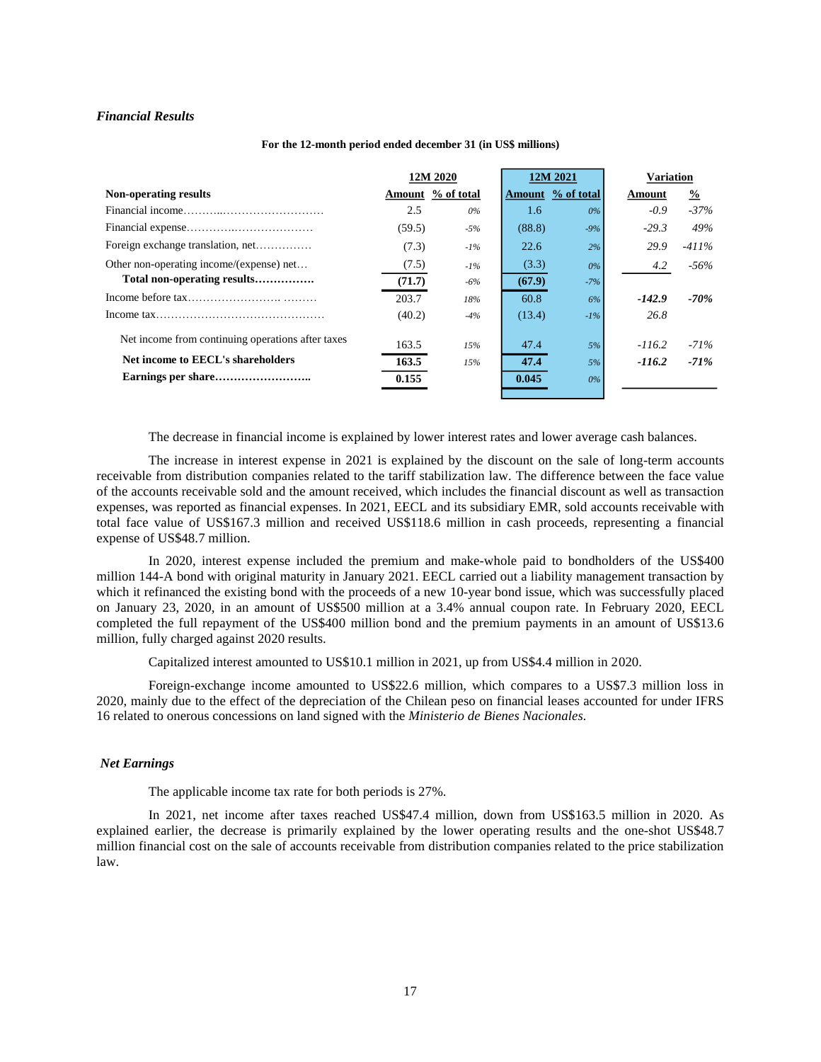### *Financial Results*

**For the 12-month period ended december 31 (in US$ millions)**

| | 12M 2020 | | 12M 2021 | | Variation | |
|---|---|---|---|---|---|---|
| **Non-operating results** | **Amount** | **% of total** | **Amount** | **% of total** | **Amount** | **%** |
| Financial income……….………………………… | 2.5 | 0% | 1.6 | 0% | -0.9 | -37% |
| Financial expense…………..………………… | (59.5) | -5% | (88.8) | -9% | -29.3 | 49% |
| Foreign exchange translation, net…………… | (7.3) | -1% | 22.6 | 2% | 29.9 | -411% |
| Other non-operating income/(expense) net… | (7.5) | -1% | (3.3) | 0% | 4.2 | -56% |
| **Total non-operating results…………….** | **(71.7)** | -6% | **(67.9)** | -7% | | |
| Income before tax……………………. ……… | 203.7 | 18% | 60.8 | 6% | **-142.9** | **-70%** |
| Income tax……………………………………… | (40.2) | -4% | (13.4) | -1% | 26.8 | |
| Net income from continuing operations after taxes | 163.5 | 15% | 47.4 | 5% | -116.2 | -71% |
| **Net income to EECL's shareholders** | **163.5** | 15% | **47.4** | 5% | **-116.2** | **-71%** |
| **Earnings per share……………………..** | **0.155** | | **0.045** | 0% | | |

The decrease in financial income is explained by lower interest rates and lower average cash balances.

The increase in interest expense in 2021 is explained by the discount on the sale of long-term accounts receivable from distribution companies related to the tariff stabilization law. The difference between the face value of the accounts receivable sold and the amount received, which includes the financial discount as well as transaction expenses, was reported as financial expenses. In 2021, EECL and its subsidiary EMR, sold accounts receivable with total face value of US$167.3 million and received US$118.6 million in cash proceeds, representing a financial expense of US$48.7 million.

In 2020, interest expense included the premium and make-whole paid to bondholders of the US$400 million 144-A bond with original maturity in January 2021. EECL carried out a liability management transaction by which it refinanced the existing bond with the proceeds of a new 10-year bond issue, which was successfully placed on January 23, 2020, in an amount of US$500 million at a 3.4% annual coupon rate. In February 2020, EECL completed the full repayment of the US$400 million bond and the premium payments in an amount of US$13.6 million, fully charged against 2020 results.

Capitalized interest amounted to US$10.1 million in 2021, up from US$4.4 million in 2020.

Foreign-exchange income amounted to US$22.6 million, which compares to a US$7.3 million loss in 2020, mainly due to the effect of the depreciation of the Chilean peso on financial leases accounted for under IFRS 16 related to onerous concessions on land signed with the *Ministerio de Bienes Nacionales.*

### *Net Earnings*

The applicable income tax rate for both periods is 27%.

In 2021, net income after taxes reached US$47.4 million, down from US$163.5 million in 2020. As explained earlier, the decrease is primarily explained by the lower operating results and the one-shot US$48.7 million financial cost on the sale of accounts receivable from distribution companies related to the price stabilization law.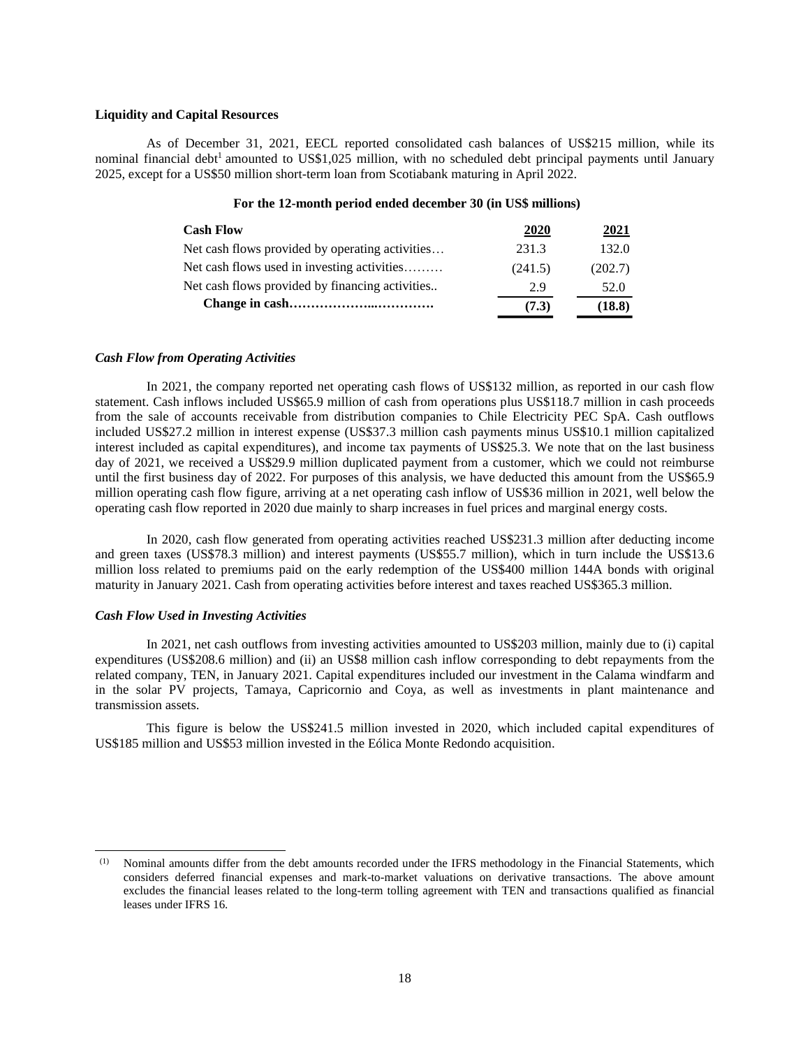**Liquidity and Capital Resources**

As of December 31, 2021, EECL reported consolidated cash balances of US$215 million, while its nominal financial debt[1] amounted to US$1,025 million, with no scheduled debt principal payments until January 2025, except for a US$50 million short-term loan from Scotiabank maturing in April 2022.

**For the 12-month period ended december 30 (in US$ millions)**

| Cash Flow | 2020 | 2021 |
|---|---|---|
| Net cash flows provided by operating activities… | 231.3 | 132.0 |
| Net cash flows used in investing activities……… | (241.5) | (202.7) |
| Net cash flows provided by financing activities.. | 2.9 | 52.0 |
| **Change in cash………………...………….** | **(7.3)** | **(18.8)** |

***Cash Flow from Operating Activities***

In 2021, the company reported net operating cash flows of US$132 million, as reported in our cash flow statement. Cash inflows included US$65.9 million of cash from operations plus US$118.7 million in cash proceeds from the sale of accounts receivable from distribution companies to Chile Electricity PEC SpA. Cash outflows included US$27.2 million in interest expense (US$37.3 million cash payments minus US$10.1 million capitalized interest included as capital expenditures), and income tax payments of US$25.3. We note that on the last business day of 2021, we received a US$29.9 million duplicated payment from a customer, which we could not reimburse until the first business day of 2022. For purposes of this analysis, we have deducted this amount from the US$65.9 million operating cash flow figure, arriving at a net operating cash inflow of US$36 million in 2021, well below the operating cash flow reported in 2020 due mainly to sharp increases in fuel prices and marginal energy costs.

In 2020, cash flow generated from operating activities reached US$231.3 million after deducting income and green taxes (US$78.3 million) and interest payments (US$55.7 million), which in turn include the US$13.6 million loss related to premiums paid on the early redemption of the US$400 million 144A bonds with original maturity in January 2021. Cash from operating activities before interest and taxes reached US$365.3 million.

***Cash Flow Used in Investing Activities***

In 2021, net cash outflows from investing activities amounted to US$203 million, mainly due to (i) capital expenditures (US$208.6 million) and (ii) an US$8 million cash inflow corresponding to debt repayments from the related company, TEN, in January 2021. Capital expenditures included our investment in the Calama windfarm and in the solar PV projects, Tamaya, Capricornio and Coya, as well as investments in plant maintenance and transmission assets.

This figure is below the US$241.5 million invested in 2020, which included capital expenditures of US$185 million and US$53 million invested in the Eólica Monte Redondo acquisition.

---

(1) Nominal amounts differ from the debt amounts recorded under the IFRS methodology in the Financial Statements, which considers deferred financial expenses and mark-to-market valuations on derivative transactions. The above amount excludes the financial leases related to the long-term tolling agreement with TEN and transactions qualified as financial leases under IFRS 16.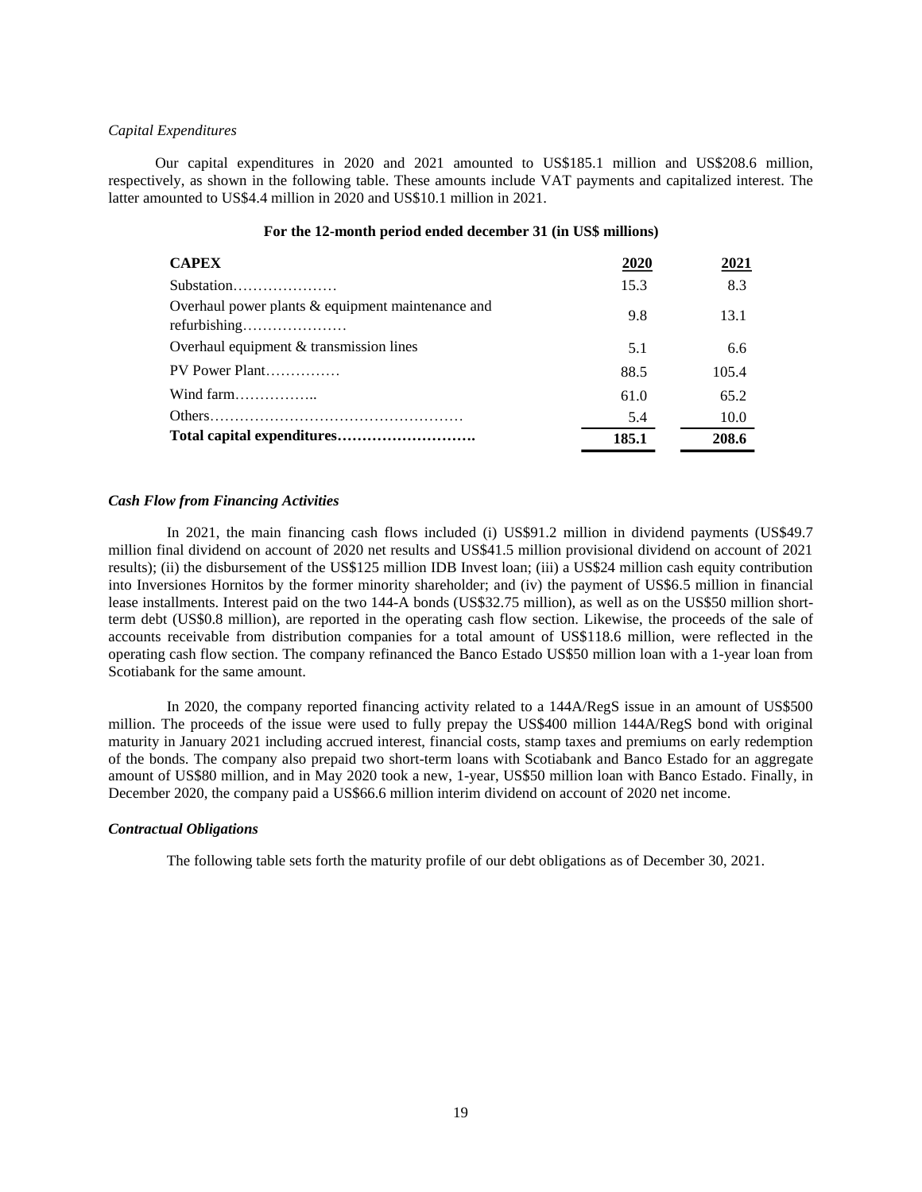*Capital Expenditures*

Our capital expenditures in 2020 and 2021 amounted to US$185.1 million and US$208.6 million, respectively, as shown in the following table. These amounts include VAT payments and capitalized interest. The latter amounted to US$4.4 million in 2020 and US$10.1 million in 2021.

**For the 12-month period ended december 31 (in US$ millions)**

| **CAPEX** | **2020** | **2021** |
|---|---|---|
| Substation………………… | 15.3 | 8.3 |
| Overhaul power plants & equipment maintenance and refurbishing………………… | 9.8 | 13.1 |
| Overhaul equipment & transmission lines | 5.1 | 6.6 |
| PV Power Plant…………… | 88.5 | 105.4 |
| Wind farm…………….. | 61.0 | 65.2 |
| Others…………………………………………… | 5.4 | 10.0 |
| **Total capital expenditures……………………….** | **185.1** | **208.6** |

***Cash Flow from Financing Activities***

In 2021, the main financing cash flows included (i) US$91.2 million in dividend payments (US$49.7 million final dividend on account of 2020 net results and US$41.5 million provisional dividend on account of 2021 results); (ii) the disbursement of the US$125 million IDB Invest loan; (iii) a US$24 million cash equity contribution into Inversiones Hornitos by the former minority shareholder; and (iv) the payment of US$6.5 million in financial lease installments. Interest paid on the two 144-A bonds (US$32.75 million), as well as on the US$50 million short-term debt (US$0.8 million), are reported in the operating cash flow section. Likewise, the proceeds of the sale of accounts receivable from distribution companies for a total amount of US$118.6 million, were reflected in the operating cash flow section. The company refinanced the Banco Estado US$50 million loan with a 1-year loan from Scotiabank for the same amount.

In 2020, the company reported financing activity related to a 144A/RegS issue in an amount of US$500 million. The proceeds of the issue were used to fully prepay the US$400 million 144A/RegS bond with original maturity in January 2021 including accrued interest, financial costs, stamp taxes and premiums on early redemption of the bonds. The company also prepaid two short-term loans with Scotiabank and Banco Estado for an aggregate amount of US$80 million, and in May 2020 took a new, 1-year, US$50 million loan with Banco Estado. Finally, in December 2020, the company paid a US$66.6 million interim dividend on account of 2020 net income.

***Contractual Obligations***

The following table sets forth the maturity profile of our debt obligations as of December 30, 2021.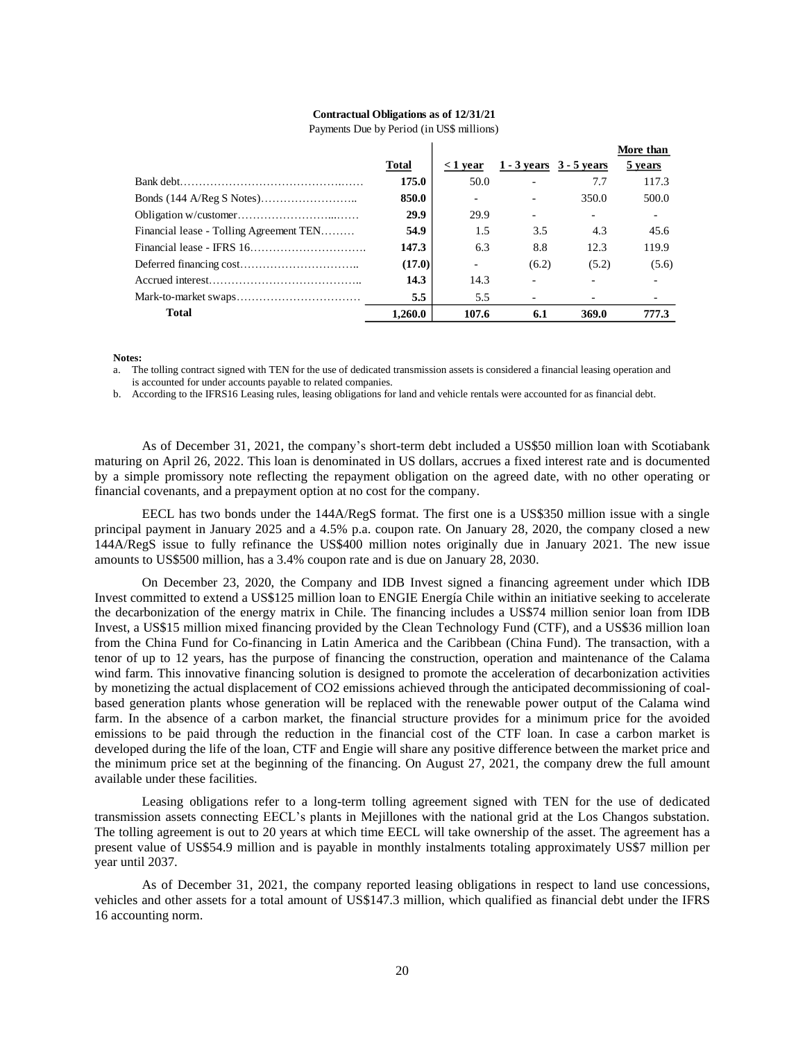**Contractual Obligations as of 12/31/21**

Payments Due by Period (in US$ millions)

| | Total | < 1 year | 1 - 3 years | 3 - 5 years | More than 5 years |
|---|---|---|---|---|---|
| Bank debt | **175.0** | 50.0 | - | 7.7 | 117.3 |
| Bonds (144 A/Reg S Notes) | **850.0** | - | - | 350.0 | 500.0 |
| Obligation w/customer | **29.9** | 29.9 | - | - | - |
| Financial lease - Tolling Agreement TEN | **54.9** | 1.5 | 3.5 | 4.3 | 45.6 |
| Financial lease - IFRS 16 | **147.3** | 6.3 | 8.8 | 12.3 | 119.9 |
| Deferred financing cost | **(17.0)** | - | (6.2) | (5.2) | (5.6) |
| Accrued interest | **14.3** | 14.3 | - | - | - |
| Mark-to-market swaps | **5.5** | 5.5 | - | - | - |
| **Total** | **1,260.0** | **107.6** | **6.1** | **369.0** | **777.3** |

**Notes:**

a. The tolling contract signed with TEN for the use of dedicated transmission assets is considered a financial leasing operation and is accounted for under accounts payable to related companies.

b. According to the IFRS16 Leasing rules, leasing obligations for land and vehicle rentals were accounted for as financial debt.

As of December 31, 2021, the company's short-term debt included a US$50 million loan with Scotiabank maturing on April 26, 2022. This loan is denominated in US dollars, accrues a fixed interest rate and is documented by a simple promissory note reflecting the repayment obligation on the agreed date, with no other operating or financial covenants, and a prepayment option at no cost for the company.

EECL has two bonds under the 144A/RegS format. The first one is a US$350 million issue with a single principal payment in January 2025 and a 4.5% p.a. coupon rate. On January 28, 2020, the company closed a new 144A/RegS issue to fully refinance the US$400 million notes originally due in January 2021. The new issue amounts to US$500 million, has a 3.4% coupon rate and is due on January 28, 2030.

On December 23, 2020, the Company and IDB Invest signed a financing agreement under which IDB Invest committed to extend a US$125 million loan to ENGIE Energía Chile within an initiative seeking to accelerate the decarbonization of the energy matrix in Chile. The financing includes a US$74 million senior loan from IDB Invest, a US$15 million mixed financing provided by the Clean Technology Fund (CTF), and a US$36 million loan from the China Fund for Co-financing in Latin America and the Caribbean (China Fund). The transaction, with a tenor of up to 12 years, has the purpose of financing the construction, operation and maintenance of the Calama wind farm. This innovative financing solution is designed to promote the acceleration of decarbonization activities by monetizing the actual displacement of $CO_2$ emissions achieved through the anticipated decommissioning of coal-based generation plants whose generation will be replaced with the renewable power output of the Calama wind farm. In the absence of a carbon market, the financial structure provides for a minimum price for the avoided emissions to be paid through the reduction in the financial cost of the CTF loan. In case a carbon market is developed during the life of the loan, CTF and Engie will share any positive difference between the market price and the minimum price set at the beginning of the financing. On August 27, 2021, the company drew the full amount available under these facilities.

Leasing obligations refer to a long-term tolling agreement signed with TEN for the use of dedicated transmission assets connecting EECL's plants in Mejillones with the national grid at the Los Changos substation. The tolling agreement is out to 20 years at which time EECL will take ownership of the asset. The agreement has a present value of US$54.9 million and is payable in monthly instalments totaling approximately US$7 million per year until 2037.

As of December 31, 2021, the company reported leasing obligations in respect to land use concessions, vehicles and other assets for a total amount of US$147.3 million, which qualified as financial debt under the IFRS 16 accounting norm.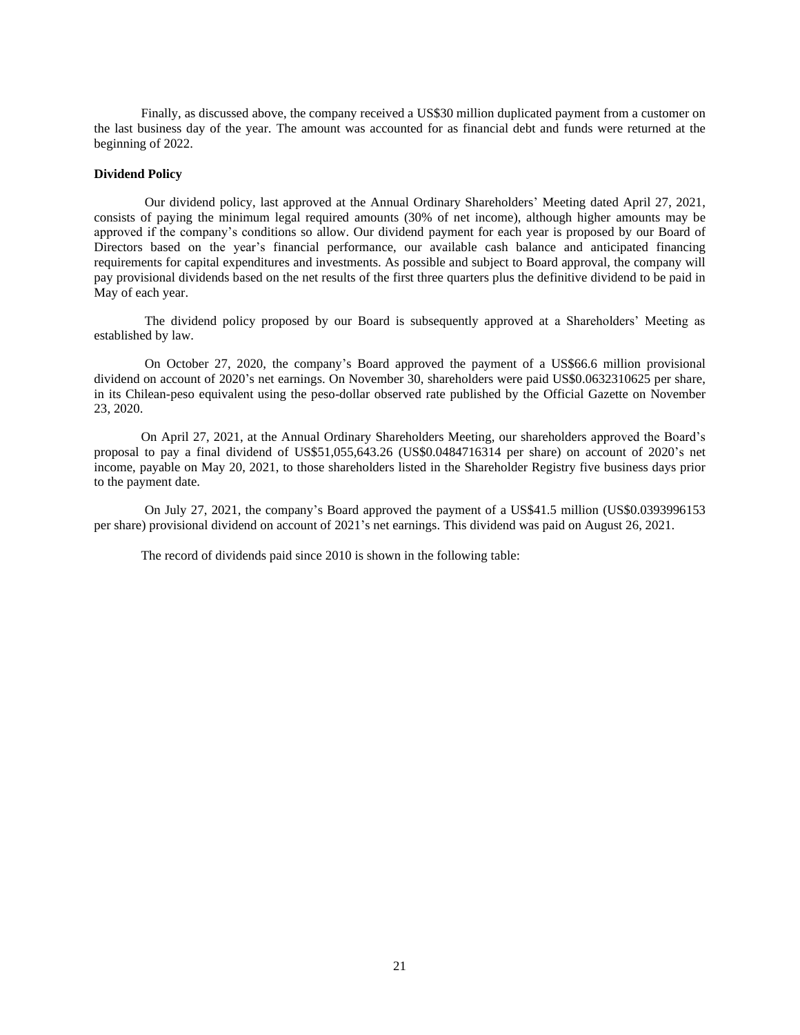Finally, as discussed above, the company received a US$30 million duplicated payment from a customer on the last business day of the year. The amount was accounted for as financial debt and funds were returned at the beginning of 2022.

**Dividend Policy**

Our dividend policy, last approved at the Annual Ordinary Shareholders' Meeting dated April 27, 2021, consists of paying the minimum legal required amounts (30% of net income), although higher amounts may be approved if the company's conditions so allow. Our dividend payment for each year is proposed by our Board of Directors based on the year's financial performance, our available cash balance and anticipated financing requirements for capital expenditures and investments. As possible and subject to Board approval, the company will pay provisional dividends based on the net results of the first three quarters plus the definitive dividend to be paid in May of each year.

The dividend policy proposed by our Board is subsequently approved at a Shareholders' Meeting as established by law.

On October 27, 2020, the company's Board approved the payment of a US$66.6 million provisional dividend on account of 2020's net earnings. On November 30, shareholders were paid US$0.0632310625 per share, in its Chilean-peso equivalent using the peso-dollar observed rate published by the Official Gazette on November 23, 2020.

On April 27, 2021, at the Annual Ordinary Shareholders Meeting, our shareholders approved the Board's proposal to pay a final dividend of US$51,055,643.26 (US$0.0484716314 per share) on account of 2020's net income, payable on May 20, 2021, to those shareholders listed in the Shareholder Registry five business days prior to the payment date.

On July 27, 2021, the company's Board approved the payment of a US$41.5 million (US$0.0393996153 per share) provisional dividend on account of 2021's net earnings. This dividend was paid on August 26, 2021.

The record of dividends paid since 2010 is shown in the following table: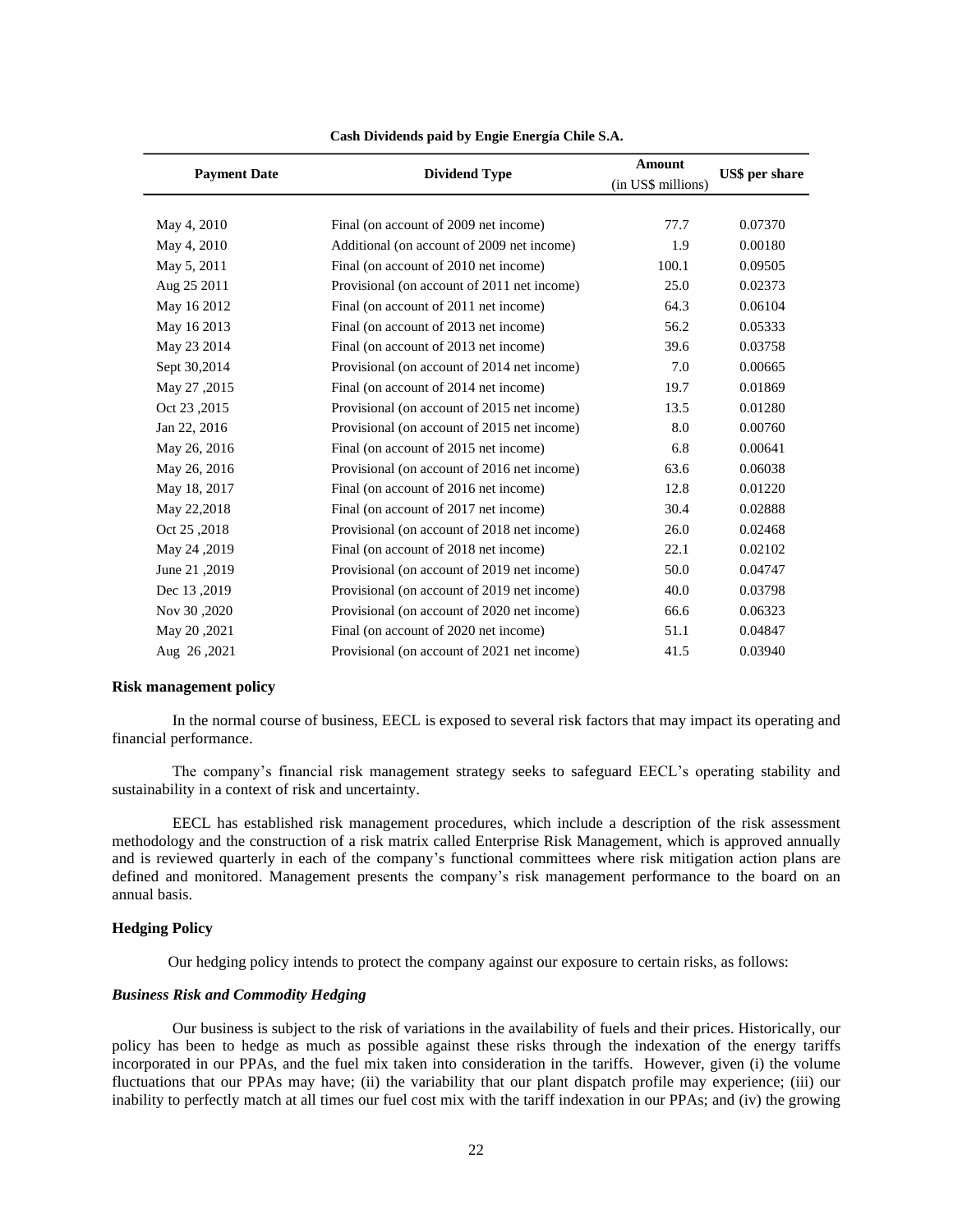**Cash Dividends paid by Engie Energía Chile S.A.**

| Payment Date | Dividend Type | Amount (in US$ millions) | US$ per share |
|---|---|---|---|
| May 4, 2010 | Final (on account of 2009 net income) | 77.7 | 0.07370 |
| May 4, 2010 | Additional (on account of 2009 net income) | 1.9 | 0.00180 |
| May 5, 2011 | Final (on account of 2010 net income) | 100.1 | 0.09505 |
| Aug 25 2011 | Provisional (on account of 2011 net income) | 25.0 | 0.02373 |
| May 16 2012 | Final (on account of 2011 net income) | 64.3 | 0.06104 |
| May 16 2013 | Final (on account of 2013 net income) | 56.2 | 0.05333 |
| May 23 2014 | Final (on account of 2013 net income) | 39.6 | 0.03758 |
| Sept 30,2014 | Provisional (on account of 2014 net income) | 7.0 | 0.00665 |
| May 27 ,2015 | Final (on account of 2014 net income) | 19.7 | 0.01869 |
| Oct 23 ,2015 | Provisional (on account of 2015 net income) | 13.5 | 0.01280 |
| Jan 22, 2016 | Provisional (on account of 2015 net income) | 8.0 | 0.00760 |
| May 26, 2016 | Final (on account of 2015 net income) | 6.8 | 0.00641 |
| May 26, 2016 | Provisional (on account of 2016 net income) | 63.6 | 0.06038 |
| May 18, 2017 | Final (on account of 2016 net income) | 12.8 | 0.01220 |
| May 22,2018 | Final (on account of 2017 net income) | 30.4 | 0.02888 |
| Oct 25 ,2018 | Provisional (on account of 2018 net income) | 26.0 | 0.02468 |
| May 24 ,2019 | Final (on account of 2018 net income) | 22.1 | 0.02102 |
| June 21 ,2019 | Provisional (on account of 2019 net income) | 50.0 | 0.04747 |
| Dec 13 ,2019 | Provisional (on account of 2019 net income) | 40.0 | 0.03798 |
| Nov 30 ,2020 | Provisional (on account of 2020 net income) | 66.6 | 0.06323 |
| May 20 ,2021 | Final (on account of 2020 net income) | 51.1 | 0.04847 |
| Aug 26 ,2021 | Provisional (on account of 2021 net income) | 41.5 | 0.03940 |

### Risk management policy

In the normal course of business, EECL is exposed to several risk factors that may impact its operating and financial performance.

The company's financial risk management strategy seeks to safeguard EECL's operating stability and sustainability in a context of risk and uncertainty.

EECL has established risk management procedures, which include a description of the risk assessment methodology and the construction of a risk matrix called Enterprise Risk Management, which is approved annually and is reviewed quarterly in each of the company's functional committees where risk mitigation action plans are defined and monitored. Management presents the company's risk management performance to the board on an annual basis.

### Hedging Policy

Our hedging policy intends to protect the company against our exposure to certain risks, as follows:

#### *Business Risk and Commodity Hedging*

Our business is subject to the risk of variations in the availability of fuels and their prices. Historically, our policy has been to hedge as much as possible against these risks through the indexation of the energy tariffs incorporated in our PPAs, and the fuel mix taken into consideration in the tariffs. However, given (i) the volume fluctuations that our PPAs may have; (ii) the variability that our plant dispatch profile may experience; (iii) our inability to perfectly match at all times our fuel cost mix with the tariff indexation in our PPAs; and (iv) the growing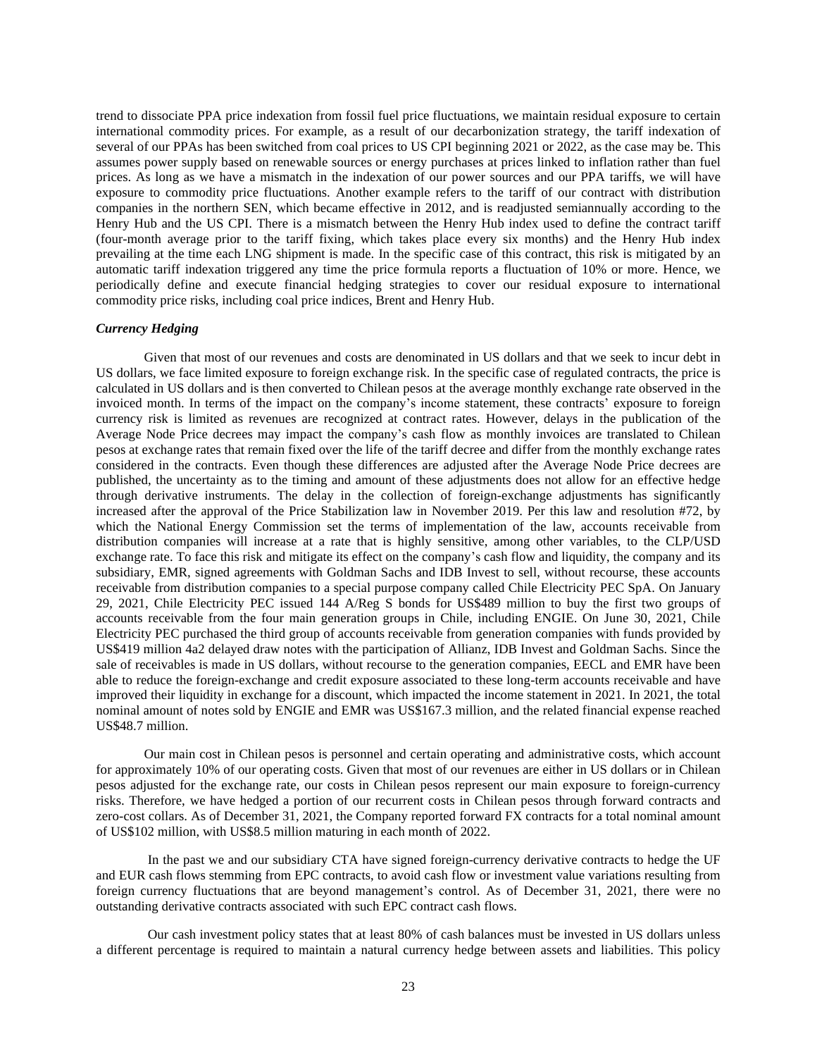trend to dissociate PPA price indexation from fossil fuel price fluctuations, we maintain residual exposure to certain international commodity prices. For example, as a result of our decarbonization strategy, the tariff indexation of several of our PPAs has been switched from coal prices to US CPI beginning 2021 or 2022, as the case may be. This assumes power supply based on renewable sources or energy purchases at prices linked to inflation rather than fuel prices. As long as we have a mismatch in the indexation of our power sources and our PPA tariffs, we will have exposure to commodity price fluctuations. Another example refers to the tariff of our contract with distribution companies in the northern SEN, which became effective in 2012, and is readjusted semiannually according to the Henry Hub and the US CPI. There is a mismatch between the Henry Hub index used to define the contract tariff (four-month average prior to the tariff fixing, which takes place every six months) and the Henry Hub index prevailing at the time each LNG shipment is made. In the specific case of this contract, this risk is mitigated by an automatic tariff indexation triggered any time the price formula reports a fluctuation of 10% or more. Hence, we periodically define and execute financial hedging strategies to cover our residual exposure to international commodity price risks, including coal price indices, Brent and Henry Hub.

### *Currency Hedging*

Given that most of our revenues and costs are denominated in US dollars and that we seek to incur debt in US dollars, we face limited exposure to foreign exchange risk. In the specific case of regulated contracts, the price is calculated in US dollars and is then converted to Chilean pesos at the average monthly exchange rate observed in the invoiced month. In terms of the impact on the company's income statement, these contracts' exposure to foreign currency risk is limited as revenues are recognized at contract rates. However, delays in the publication of the Average Node Price decrees may impact the company's cash flow as monthly invoices are translated to Chilean pesos at exchange rates that remain fixed over the life of the tariff decree and differ from the monthly exchange rates considered in the contracts. Even though these differences are adjusted after the Average Node Price decrees are published, the uncertainty as to the timing and amount of these adjustments does not allow for an effective hedge through derivative instruments. The delay in the collection of foreign-exchange adjustments has significantly increased after the approval of the Price Stabilization law in November 2019. Per this law and resolution #72, by which the National Energy Commission set the terms of implementation of the law, accounts receivable from distribution companies will increase at a rate that is highly sensitive, among other variables, to the CLP/USD exchange rate. To face this risk and mitigate its effect on the company's cash flow and liquidity, the company and its subsidiary, EMR, signed agreements with Goldman Sachs and IDB Invest to sell, without recourse, these accounts receivable from distribution companies to a special purpose company called Chile Electricity PEC SpA. On January 29, 2021, Chile Electricity PEC issued 144 A/Reg S bonds for US$489 million to buy the first two groups of accounts receivable from the four main generation groups in Chile, including ENGIE. On June 30, 2021, Chile Electricity PEC purchased the third group of accounts receivable from generation companies with funds provided by US$419 million 4a2 delayed draw notes with the participation of Allianz, IDB Invest and Goldman Sachs. Since the sale of receivables is made in US dollars, without recourse to the generation companies, EECL and EMR have been able to reduce the foreign-exchange and credit exposure associated to these long-term accounts receivable and have improved their liquidity in exchange for a discount, which impacted the income statement in 2021. In 2021, the total nominal amount of notes sold by ENGIE and EMR was US$167.3 million, and the related financial expense reached US$48.7 million.

Our main cost in Chilean pesos is personnel and certain operating and administrative costs, which account for approximately 10% of our operating costs. Given that most of our revenues are either in US dollars or in Chilean pesos adjusted for the exchange rate, our costs in Chilean pesos represent our main exposure to foreign-currency risks. Therefore, we have hedged a portion of our recurrent costs in Chilean pesos through forward contracts and zero-cost collars. As of December 31, 2021, the Company reported forward FX contracts for a total nominal amount of US$102 million, with US$8.5 million maturing in each month of 2022.

In the past we and our subsidiary CTA have signed foreign-currency derivative contracts to hedge the UF and EUR cash flows stemming from EPC contracts, to avoid cash flow or investment value variations resulting from foreign currency fluctuations that are beyond management's control. As of December 31, 2021, there were no outstanding derivative contracts associated with such EPC contract cash flows.

Our cash investment policy states that at least 80% of cash balances must be invested in US dollars unless a different percentage is required to maintain a natural currency hedge between assets and liabilities. This policy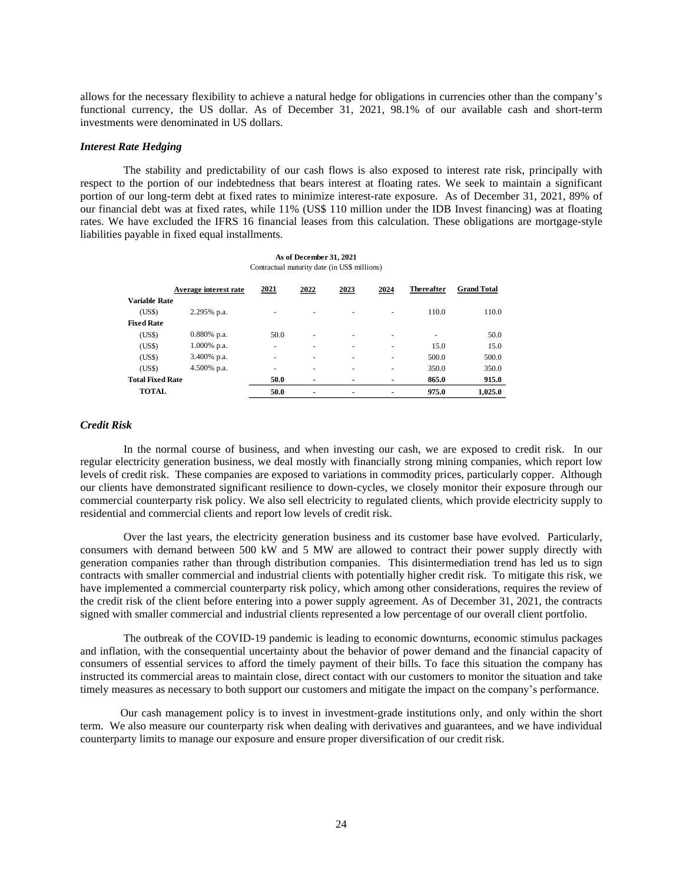allows for the necessary flexibility to achieve a natural hedge for obligations in currencies other than the company's functional currency, the US dollar. As of December 31, 2021, 98.1% of our available cash and short-term investments were denominated in US dollars.

### *Interest Rate Hedging*

The stability and predictability of our cash flows is also exposed to interest rate risk, principally with respect to the portion of our indebtedness that bears interest at floating rates. We seek to maintain a significant portion of our long-term debt at fixed rates to minimize interest-rate exposure. As of December 31, 2021, 89% of our financial debt was at fixed rates, while 11% (US$ 110 million under the IDB Invest financing) was at floating rates. We have excluded the IFRS 16 financial leases from this calculation. These obligations are mortgage-style liabilities payable in fixed equal installments.

**As of December 31, 2021**
Contractual maturity date (in US$ millions)

| | Average interest rate | 2021 | 2022 | 2023 | 2024 | Thereafter | Grand Total |
|---|---|---|---|---|---|---|---|
| **Variable Rate** | | | | | | | |
| (US$) | 2.295% p.a. | - | - | - | - | 110.0 | 110.0 |
| **Fixed Rate** | | | | | | | |
| (US$) | 0.880% p.a. | 50.0 | - | - | - | - | 50.0 |
| (US$) | 1.000% p.a. | - | - | - | - | 15.0 | 15.0 |
| (US$) | 3.400% p.a. | - | - | - | - | 500.0 | 500.0 |
| (US$) | 4.500% p.a. | - | - | - | - | 350.0 | 350.0 |
| **Total Fixed Rate** | | **50.0** | **-** | **-** | **-** | **865.0** | **915.0** |
| **TOTAL** | | **50.0** | **-** | **-** | **-** | **975.0** | **1,025.0** |

### *Credit Risk*

In the normal course of business, and when investing our cash, we are exposed to credit risk. In our regular electricity generation business, we deal mostly with financially strong mining companies, which report low levels of credit risk. These companies are exposed to variations in commodity prices, particularly copper. Although our clients have demonstrated significant resilience to down-cycles, we closely monitor their exposure through our commercial counterparty risk policy. We also sell electricity to regulated clients, which provide electricity supply to residential and commercial clients and report low levels of credit risk.

Over the last years, the electricity generation business and its customer base have evolved. Particularly, consumers with demand between 500 kW and 5 MW are allowed to contract their power supply directly with generation companies rather than through distribution companies. This disintermediation trend has led us to sign contracts with smaller commercial and industrial clients with potentially higher credit risk. To mitigate this risk, we have implemented a commercial counterparty risk policy, which among other considerations, requires the review of the credit risk of the client before entering into a power supply agreement. As of December 31, 2021, the contracts signed with smaller commercial and industrial clients represented a low percentage of our overall client portfolio.

The outbreak of the COVID-19 pandemic is leading to economic downturns, economic stimulus packages and inflation, with the consequential uncertainty about the behavior of power demand and the financial capacity of consumers of essential services to afford the timely payment of their bills. To face this situation the company has instructed its commercial areas to maintain close, direct contact with our customers to monitor the situation and take timely measures as necessary to both support our customers and mitigate the impact on the company's performance.

Our cash management policy is to invest in investment-grade institutions only, and only within the short term. We also measure our counterparty risk when dealing with derivatives and guarantees, and we have individual counterparty limits to manage our exposure and ensure proper diversification of our credit risk.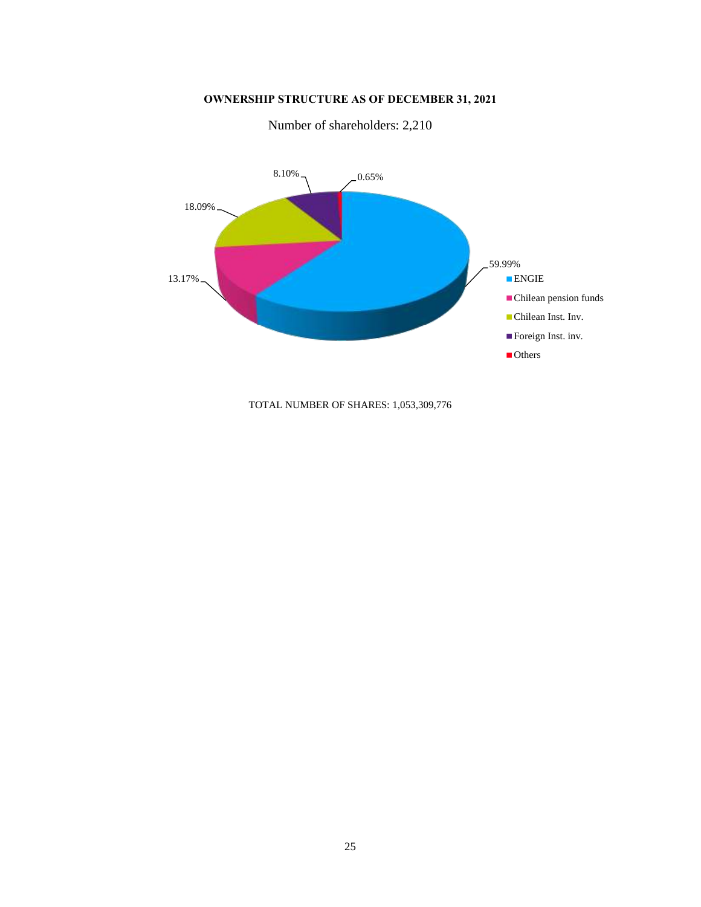**OWNERSHIP STRUCTURE AS OF DECEMBER 31, 2021**

Number of shareholders: 2,210

| Shareholder | % |
|---|---|
| ENGIE | 59.99% |
| Chilean pension funds | 13.17% |
| Chilean Inst. Inv. | 18.09% |
| Foreign Inst. inv. | 8.10% |
| Others | 0.65% |

TOTAL NUMBER OF SHARES: 1,053,309,776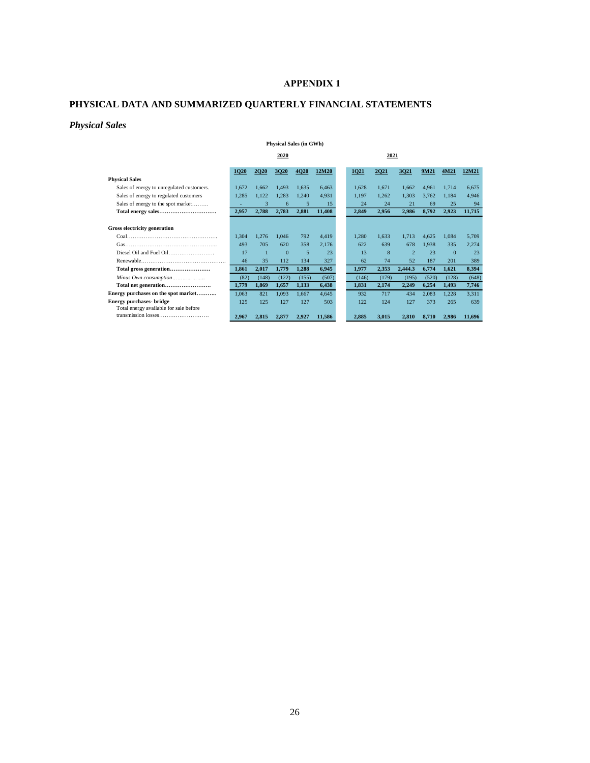# APPENDIX 1

## PHYSICAL DATA AND SUMMARIZED QUARTERLY FINANCIAL STATEMENTS

### *Physical Sales*

**Physical Sales (in GWh)**

| | 2020 | | | | | 2021 | | | | | |
|---|---|---|---|---|---|---|---|---|---|---|---|
| | 1Q20 | 2Q20 | 3Q20 | 4Q20 | 12M20 | 1Q21 | 2Q21 | 3Q21 | 9M21 | 4M21 | 12M21 |
| **Physical Sales** | | | | | | | | | | | |
| Sales of energy to unregulated customers. | 1,672 | 1,662 | 1,493 | 1,635 | 6,463 | 1,628 | 1,671 | 1,662 | 4,961 | 1,714 | 6,675 |
| Sales of energy to regulated customers | 1,285 | 1,122 | 1,283 | 1,240 | 4,931 | 1,197 | 1,262 | 1,303 | 3,762 | 1,184 | 4,946 |
| Sales of energy to the spot market……… | - | 3 | 6 | 5 | 15 | 24 | 24 | 21 | 69 | 25 | 94 |
| **Total energy sales…………………………** | **2,957** | **2,788** | **2,783** | **2,881** | **11,408** | **2,849** | **2,956** | **2,986** | **8,792** | **2,923** | **11,715** |
| | | | | | | | | | | | |
| **Gross electricity generation** | | | | | | | | | | | |
| Coal…………………………………………. | 1,304 | 1,276 | 1,046 | 792 | 4,419 | 1,280 | 1,633 | 1,713 | 4,625 | 1,084 | 5,709 |
| Gas………………………………………….. | 493 | 705 | 620 | 358 | 2,176 | 622 | 639 | 678 | 1,938 | 335 | 2,274 |
| Diesel Oil and Fuel Oil……………………. | 17 | 1 | 0 | 5 | 23 | 13 | 8 | 2 | 23 | 0 | 23 |
| Renewable………………………………………. | 46 | 35 | 112 | 134 | 327 | 62 | 74 | 52 | 187 | 201 | 389 |
| **Total gross generation………………….** | **1,861** | **2,017** | **1,779** | **1,288** | **6,945** | **1,977** | **2,353** | **2,444.3** | **6,774** | **1,621** | **8,394** |
| *Minus Own consumption…………………* | (82) | (148) | (122) | (155) | (507) | (146) | (179) | (195) | (520) | (128) | (648) |
| **Total net generation…………………….** | **1,779** | **1,869** | **1,657** | **1,133** | **6,438** | **1,831** | **2,174** | **2,249** | **6,254** | **1,493** | **7,746** |
| **Energy purchases on the spot market………..** | 1,063 | 821 | 1,093 | 1,667 | 4,645 | 932 | 717 | 434 | 2,083 | 1,228 | 3,311 |
| **Energy purchases- bridge** | 125 | 125 | 127 | 127 | 503 | 122 | 124 | 127 | 373 | 265 | 639 |
| Total energy available for sale before transmission losses……………………… | **2,967** | **2,815** | **2,877** | **2,927** | **11,586** | **2,885** | **3,015** | **2,810** | **8,710** | **2,986** | **11,696** |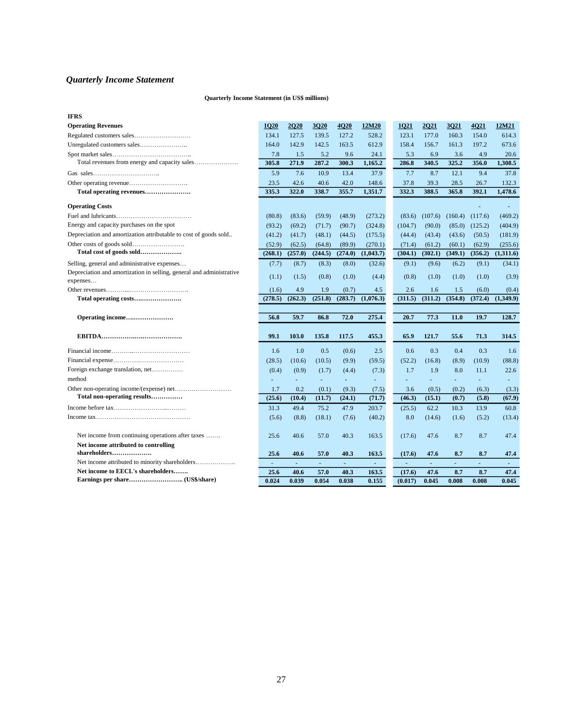## *Quarterly Income Statement*

**Quarterly Income Statement (in US$ millions)**

| IFRS | 1Q20 | 2Q20 | 3Q20 | 4Q20 | 12M20 | 1Q21 | 2Q21 | 3Q21 | 4Q21 | 12M21 |
|---|---|---|---|---|---|---|---|---|---|---|
| **Operating Revenues** | | | | | | | | | | |
| Regulated customers sales……………………… | 134.1 | 127.5 | 139.5 | 127.2 | 528.2 | 123.1 | 177.0 | 160.3 | 154.0 | 614.3 |
| Unregulated customers sales………………….. | 164.0 | 142.9 | 142.5 | 163.5 | 612.9 | 158.4 | 156.7 | 161.3 | 197.2 | 673.6 |
| Spot market sales……………………………….. | 7.8 | 1.5 | 5.2 | 9.6 | 24.1 | 5.3 | 6.9 | 3.6 | 4.9 | 20.6 |
| Total revenues from energy and capacity sales………………… | **305.8** | **271.9** | **287.2** | **300.3** | **1,165.2** | **286.8** | **340.5** | **325.2** | **356.0** | **1,308.5** |
| Gas sales………………………….. | 5.9 | 7.6 | 10.9 | 13.4 | 37.9 | 7.7 | 8.7 | 12.1 | 9.4 | 37.8 |
| Other operating revenue………………………. | 23.5 | 42.6 | 40.6 | 42.0 | 148.6 | 37.8 | 39.3 | 28.5 | 26.7 | 132.3 |
| **Total operating revenues…………………** | **335.3** | **322.0** | **338.7** | **355.7** | **1,351.7** | **332.3** | **388.5** | **365.8** | **392.1** | **1,478.6** |
| **Operating Costs** | | | | | | | | | - | - |
| Fuel and lubricants……………………………… | (80.8) | (83.6) | (59.9) | (48.9) | (273.2) | (83.6) | (107.6) | (160.4) | (117.6) | (469.2) |
| Energy and capacity purchases on the spot | (93.2) | (69.2) | (71.7) | (90.7) | (324.8) | (104.7) | (90.0) | (85.0) | (125.2) | (404.9) |
| Depreciation and amortization attributable to cost of goods sold.. | (41.2) | (41.7) | (48.1) | (44.5) | (175.5) | (44.4) | (43.4) | (43.6) | (50.5) | (181.9) |
| Other costs of goods sold…………………… | (52.9) | (62.5) | (64.8) | (89.9) | (270.1) | (71.4) | (61.2) | (60.1) | (62.9) | (255.6) |
| **Total cost of goods sold………………..** | **(268.1)** | **(257.0)** | **(244.5)** | **(274.0)** | **(1,043.7)** | **(304.1)** | **(302.1)** | **(349.1)** | **(356.2)** | **(1,311.6)** |
| Selling, general and administrative expenses… | (7.7) | (8.7) | (8.3) | (8.0) | (32.6) | (9.1) | (9.6) | (6.2) | (9.1) | (34.1) |
| Depreciation and amortization in selling, general and administrative expenses… | (1.1) | (1.5) | (0.8) | (1.0) | (4.4) | (0.8) | (1.0) | (1.0) | (1.0) | (3.9) |
| Other revenues………...………………………. | (1.6) | 4.9 | 1.9 | (0.7) | 4.5 | 2.6 | 1.6 | 1.5 | (6.0) | (0.4) |
| **Total operating costs…………………..** | **(278.5)** | **(262.3)** | **(251.8)** | **(283.7)** | **(1,076.3)** | **(311.5)** | **(311.2)** | **(354.8)** | **(372.4)** | **(1,349.9)** |
| **Operating income…………………..** | **56.8** | **59.7** | **86.8** | **72.0** | **275.4** | **20.7** | **77.3** | **11.0** | **19.7** | **128.7** |
| **EBITDA……………………………….** | **99.1** | **103.0** | **135.8** | **117.5** | **455.3** | **65.9** | **121.7** | **55.6** | **71.3** | **314.5** |
| Financial income………..……………………… | 1.6 | 1.0 | 0.5 | (0.6) | 2.5 | 0.6 | 0.3 | 0.4 | 0.3 | 1.6 |
| Financial expense……………………………… | (28.5) | (10.6) | (10.5) | (9.9) | (59.5) | (52.2) | (16.8) | (8.9) | (10.9) | (88.8) |
| Foreign exchange translation, net…………… | (0.4) | (0.9) | (1.7) | (4.4) | (7.3) | 1.7 | 1.9 | 8.0 | 11.1 | 22.6 |
| method | - | - | - | - | - | - | - | - | - | - |
| Other non-operating income/(expense) net……………………… | 1.7 | 0.2 | (0.1) | (9.3) | (7.5) | 3.6 | (0.5) | (0.2) | (6.3) | (3.3) |
| **Total non-operating results……………** | **(25.6)** | **(10.4)** | **(11.7)** | **(24.1)** | **(71.7)** | **(46.3)** | **(15.1)** | **(0.7)** | **(5.8)** | **(67.9)** |
| Income before tax……………………..……… | 31.3 | 49.4 | 75.2 | 47.9 | 203.7 | (25.5) | 62.2 | 10.3 | 13.9 | 60.8 |
| Income tax……………………………………… | (5.6) | (8.8) | (18.1) | (7.6) | (40.2) | 8.0 | (14.6) | (1.6) | (5.2) | (13.4) |
| Net income from continuing operations after taxes ……. | 25.6 | 40.6 | 57.0 | 40.3 | 163.5 | (17.6) | 47.6 | 8.7 | 8.7 | 47.4 |
| **Net income attributed to controlling shareholders………………** | **25.6** | **40.6** | **57.0** | **40.3** | **163.5** | **(17.6)** | **47.6** | **8.7** | **8.7** | **47.4** |
| Net income attributed to minority shareholders………………. | - | - | - | - | - | - | - | - | - | - |
| **Net income to EECL's shareholders…….** | **25.6** | **40.6** | **57.0** | **40.3** | **163.5** | **(17.6)** | **47.6** | **8.7** | **8.7** | **47.4** |
| **Earnings per share…………………….. (US$/share)** | **0.024** | **0.039** | **0.054** | **0.038** | **0.155** | **(0.017)** | **0.045** | **0.008** | **0.008** | **0.045** |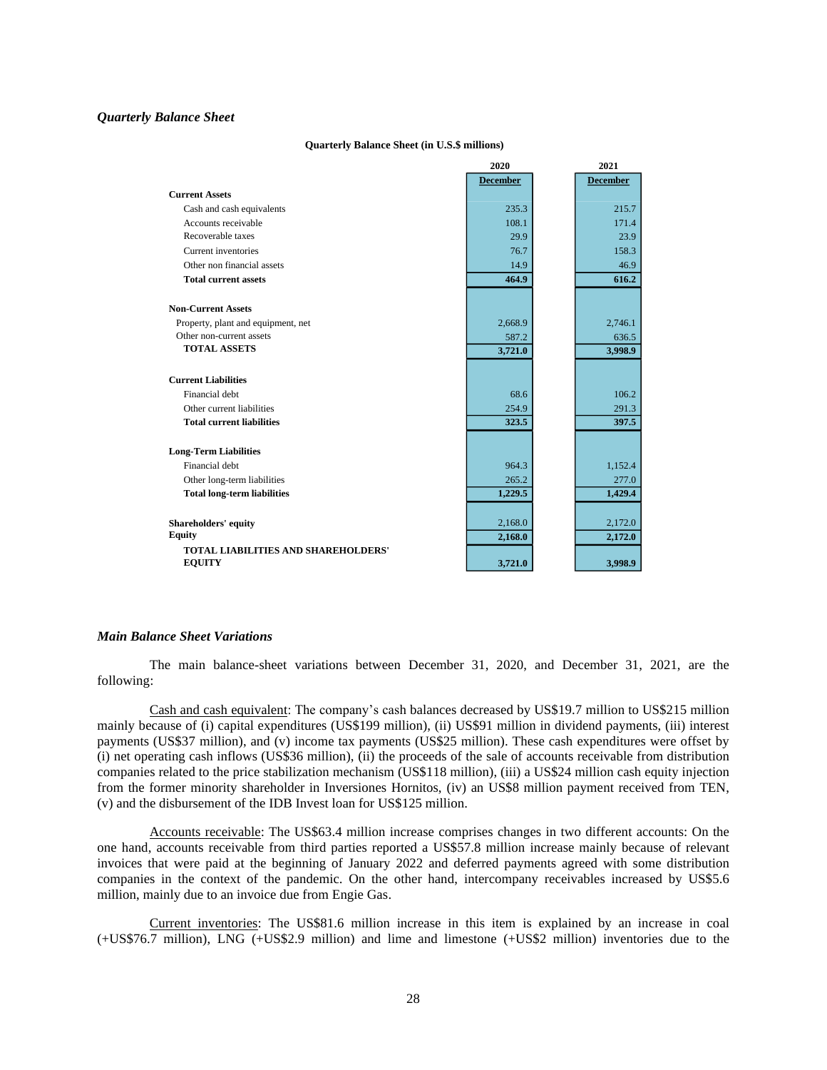### *Quarterly Balance Sheet*

**Quarterly Balance Sheet (in U.S.$ millions)**

| | 2020 | 2021 |
|---|---|---|
| | December | December |
| **Current Assets** | | |
| Cash and cash equivalents | 235.3 | 215.7 |
| Accounts receivable | 108.1 | 171.4 |
| Recoverable taxes | 29.9 | 23.9 |
| Current inventories | 76.7 | 158.3 |
| Other non financial assets | 14.9 | 46.9 |
| **Total current assets** | **464.9** | **616.2** |
| | | |
| **Non-Current Assets** | | |
| Property, plant and equipment, net | 2,668.9 | 2,746.1 |
| Other non-current assets | 587.2 | 636.5 |
| **TOTAL ASSETS** | **3,721.0** | **3,998.9** |
| | | |
| **Current Liabilities** | | |
| Financial debt | 68.6 | 106.2 |
| Other current liabilities | 254.9 | 291.3 |
| **Total current liabilities** | **323.5** | **397.5** |
| | | |
| **Long-Term Liabilities** | | |
| Financial debt | 964.3 | 1,152.4 |
| Other long-term liabilities | 265.2 | 277.0 |
| **Total long-term liabilities** | **1,229.5** | **1,429.4** |
| | | |
| **Shareholders' equity** | 2,168.0 | 2,172.0 |
| **Equity** | **2,168.0** | **2,172.0** |
| **TOTAL LIABILITIES AND SHAREHOLDERS' EQUITY** | **3,721.0** | **3,998.9** |

### *Main Balance Sheet Variations*

The main balance-sheet variations between December 31, 2020, and December 31, 2021, are the following:

Cash and cash equivalent: The company's cash balances decreased by US$19.7 million to US$215 million mainly because of (i) capital expenditures (US$199 million), (ii) US$91 million in dividend payments, (iii) interest payments (US$37 million), and (v) income tax payments (US$25 million). These cash expenditures were offset by (i) net operating cash inflows (US$36 million), (ii) the proceeds of the sale of accounts receivable from distribution companies related to the price stabilization mechanism (US$118 million), (iii) a US$24 million cash equity injection from the former minority shareholder in Inversiones Hornitos, (iv) an US$8 million payment received from TEN, (v) and the disbursement of the IDB Invest loan for US$125 million.

Accounts receivable: The US$63.4 million increase comprises changes in two different accounts: On the one hand, accounts receivable from third parties reported a US$57.8 million increase mainly because of relevant invoices that were paid at the beginning of January 2022 and deferred payments agreed with some distribution companies in the context of the pandemic. On the other hand, intercompany receivables increased by US$5.6 million, mainly due to an invoice due from Engie Gas.

Current inventories: The US$81.6 million increase in this item is explained by an increase in coal (+US$76.7 million), LNG (+US$2.9 million) and lime and limestone (+US$2 million) inventories due to the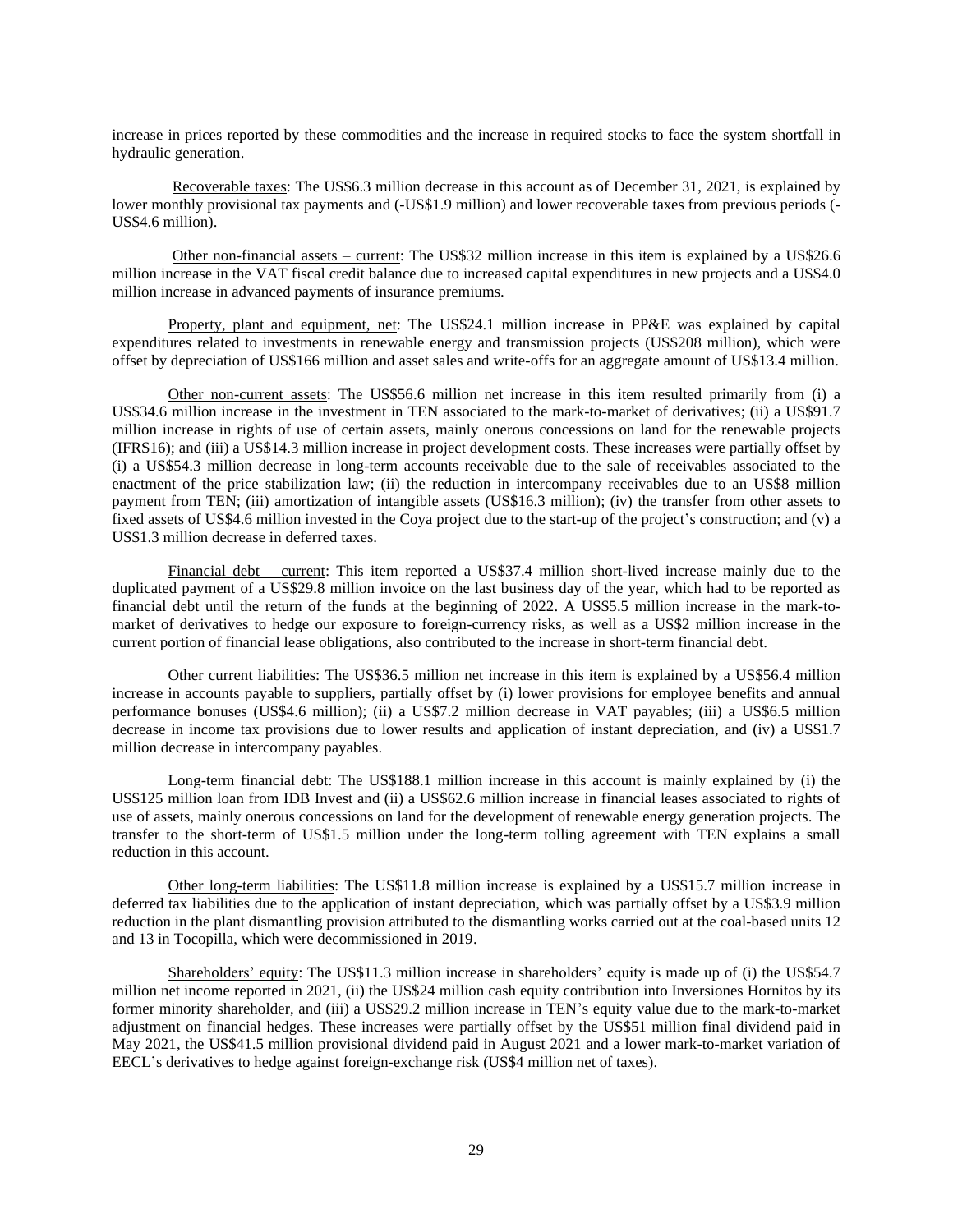increase in prices reported by these commodities and the increase in required stocks to face the system shortfall in hydraulic generation.

Recoverable taxes: The US$6.3 million decrease in this account as of December 31, 2021, is explained by lower monthly provisional tax payments and (-US$1.9 million) and lower recoverable taxes from previous periods (-US$4.6 million).

Other non-financial assets – current: The US$32 million increase in this item is explained by a US$26.6 million increase in the VAT fiscal credit balance due to increased capital expenditures in new projects and a US$4.0 million increase in advanced payments of insurance premiums.

Property, plant and equipment, net: The US$24.1 million increase in PP&E was explained by capital expenditures related to investments in renewable energy and transmission projects (US$208 million), which were offset by depreciation of US$166 million and asset sales and write-offs for an aggregate amount of US$13.4 million.

Other non-current assets: The US$56.6 million net increase in this item resulted primarily from (i) a US$34.6 million increase in the investment in TEN associated to the mark-to-market of derivatives; (ii) a US$91.7 million increase in rights of use of certain assets, mainly onerous concessions on land for the renewable projects (IFRS16); and (iii) a US$14.3 million increase in project development costs. These increases were partially offset by (i) a US$54.3 million decrease in long-term accounts receivable due to the sale of receivables associated to the enactment of the price stabilization law; (ii) the reduction in intercompany receivables due to an US$8 million payment from TEN; (iii) amortization of intangible assets (US$16.3 million); (iv) the transfer from other assets to fixed assets of US$4.6 million invested in the Coya project due to the start-up of the project's construction; and (v) a US$1.3 million decrease in deferred taxes.

Financial debt – current: This item reported a US$37.4 million short-lived increase mainly due to the duplicated payment of a US$29.8 million invoice on the last business day of the year, which had to be reported as financial debt until the return of the funds at the beginning of 2022. A US$5.5 million increase in the mark-to-market of derivatives to hedge our exposure to foreign-currency risks, as well as a US$2 million increase in the current portion of financial lease obligations, also contributed to the increase in short-term financial debt.

Other current liabilities: The US$36.5 million net increase in this item is explained by a US$56.4 million increase in accounts payable to suppliers, partially offset by (i) lower provisions for employee benefits and annual performance bonuses (US$4.6 million); (ii) a US$7.2 million decrease in VAT payables; (iii) a US$6.5 million decrease in income tax provisions due to lower results and application of instant depreciation, and (iv) a US$1.7 million decrease in intercompany payables.

Long-term financial debt: The US$188.1 million increase in this account is mainly explained by (i) the US$125 million loan from IDB Invest and (ii) a US$62.6 million increase in financial leases associated to rights of use of assets, mainly onerous concessions on land for the development of renewable energy generation projects. The transfer to the short-term of US$1.5 million under the long-term tolling agreement with TEN explains a small reduction in this account.

Other long-term liabilities: The US$11.8 million increase is explained by a US$15.7 million increase in deferred tax liabilities due to the application of instant depreciation, which was partially offset by a US$3.9 million reduction in the plant dismantling provision attributed to the dismantling works carried out at the coal-based units 12 and 13 in Tocopilla, which were decommissioned in 2019.

Shareholders' equity: The US$11.3 million increase in shareholders' equity is made up of (i) the US$54.7 million net income reported in 2021, (ii) the US$24 million cash equity contribution into Inversiones Hornitos by its former minority shareholder, and (iii) a US$29.2 million increase in TEN's equity value due to the mark-to-market adjustment on financial hedges. These increases were partially offset by the US$51 million final dividend paid in May 2021, the US$41.5 million provisional dividend paid in August 2021 and a lower mark-to-market variation of EECL's derivatives to hedge against foreign-exchange risk (US$4 million net of taxes).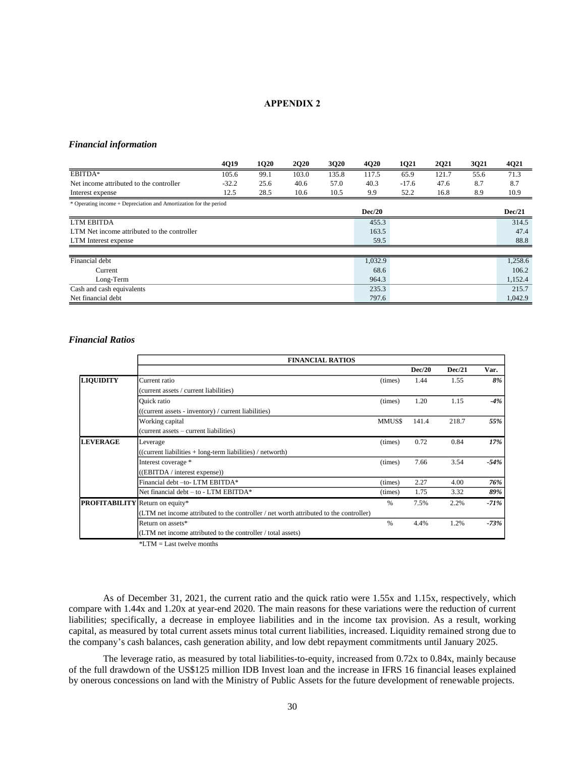# APPENDIX 2

### *Financial information*

| | 4Q19 | 1Q20 | 2Q20 | 3Q20 | 4Q20 | 1Q21 | 2Q21 | 3Q21 | 4Q21 |
|---|---|---|---|---|---|---|---|---|---|
| EBITDA* | 105.6 | 99.1 | 103.0 | 135.8 | 117.5 | 65.9 | 121.7 | 55.6 | 71.3 |
| Net income attributed to the controller | -32.2 | 25.6 | 40.6 | 57.0 | 40.3 | -17.6 | 47.6 | 8.7 | 8.7 |
| Interest expense | 12.5 | 28.5 | 10.6 | 10.5 | 9.9 | 52.2 | 16.8 | 8.9 | 10.9 |

\* Operating income + Depreciation and Amortization for the period

| | Dec/20 | Dec/21 |
|---|---|---|
| LTM EBITDA | 455.3 | 314.5 |
| LTM Net income attributed to the controller | 163.5 | 47.4 |
| LTM Interest expense | 59.5 | 88.8 |

| | Dec/20 | Dec/21 |
|---|---|---|
| Financial debt | 1,032.9 | 1,258.6 |
| Current | 68.6 | 106.2 |
| Long-Term | 964.3 | 1,152.4 |
| Cash and cash equivalents | 235.3 | 215.7 |
| Net financial debt | 797.6 | 1,042.9 |

### *Financial Ratios*

| | FINANCIAL RATIOS | | Dec/20 | Dec/21 | Var. |
|---|---|---|---|---|---|
| **LIQUIDITY** | Current ratio<br>(current assets / current liabilities) | (times) | 1.44 | 1.55 | *8%* |
| | Quick ratio<br>((current assets - inventory) / current liabilities) | (times) | 1.20 | 1.15 | *-4%* |
| | Working capital<br>(current assets – current liabilities) | MMUS$ | 141.4 | 218.7 | *55%* |
| **LEVERAGE** | Leverage<br>((current liabilities + long-term liabilities) / networth) | (times) | 0.72 | 0.84 | *17%* |
| | Interest coverage *<br>((EBITDA / interest expense)) | (times) | 7.66 | 3.54 | *-54%* |
| | Financial debt –to- LTM EBITDA* | (times) | 2.27 | 4.00 | *76%* |
| | Net financial debt – to - LTM EBITDA* | (times) | 1.75 | 3.32 | *89%* |
| **PROFITABILITY** | Return on equity*<br>(LTM net income attributed to the controller / net worth attributed to the controller) | % | 7.5% | 2.2% | *-71%* |
| | Return on assets*<br>(LTM net income attributed to the controller / total assets) | % | 4.4% | 1.2% | *-73%* |

*LTM = Last twelve months

As of December 31, 2021, the current ratio and the quick ratio were 1.55x and 1.15x, respectively, which compare with 1.44x and 1.20x at year-end 2020. The main reasons for these variations were the reduction of current liabilities; specifically, a decrease in employee liabilities and in the income tax provision. As a result, working capital, as measured by total current assets minus total current liabilities, increased. Liquidity remained strong due to the company's cash balances, cash generation ability, and low debt repayment commitments until January 2025.

The leverage ratio, as measured by total liabilities-to-equity, increased from 0.72x to 0.84x, mainly because of the full drawdown of the US$125 million IDB Invest loan and the increase in IFRS 16 financial leases explained by onerous concessions on land with the Ministry of Public Assets for the future development of renewable projects.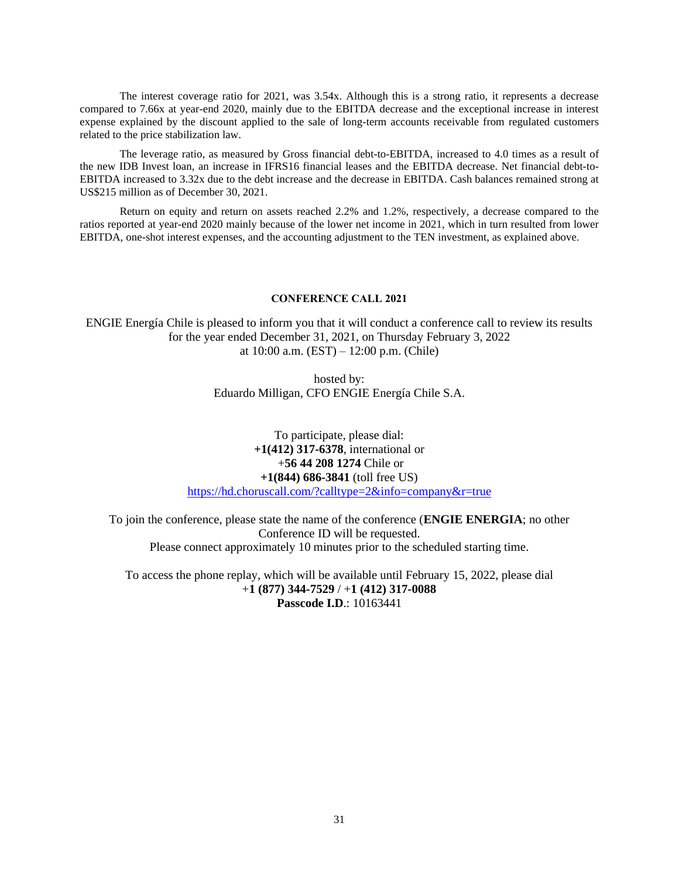The interest coverage ratio for 2021, was 3.54x. Although this is a strong ratio, it represents a decrease compared to 7.66x at year-end 2020, mainly due to the EBITDA decrease and the exceptional increase in interest expense explained by the discount applied to the sale of long-term accounts receivable from regulated customers related to the price stabilization law.

The leverage ratio, as measured by Gross financial debt-to-EBITDA, increased to 4.0 times as a result of the new IDB Invest loan, an increase in IFRS16 financial leases and the EBITDA decrease. Net financial debt-to-EBITDA increased to 3.32x due to the debt increase and the decrease in EBITDA. Cash balances remained strong at US$215 million as of December 30, 2021.

Return on equity and return on assets reached 2.2% and 1.2%, respectively, a decrease compared to the ratios reported at year-end 2020 mainly because of the lower net income in 2021, which in turn resulted from lower EBITDA, one-shot interest expenses, and the accounting adjustment to the TEN investment, as explained above.

## CONFERENCE CALL 2021

ENGIE Energía Chile is pleased to inform you that it will conduct a conference call to review its results for the year ended December 31, 2021, on Thursday February 3, 2022
at 10:00 a.m. (EST) – 12:00 p.m. (Chile)

hosted by:
Eduardo Milligan, CFO ENGIE Energía Chile S.A.

To participate, please dial:
**+1(412) 317-6378**, international or
+**56 44 208 1274** Chile or
**+1(844) 686-3841** (toll free US)
https://hd.choruscall.com/?calltype=2&info=company&r=true

To join the conference, please state the name of the conference (**ENGIE ENERGIA**; no other Conference ID will be requested.
Please connect approximately 10 minutes prior to the scheduled starting time.

To access the phone replay, which will be available until February 15, 2022, please dial
+**1 (877) 344-7529** / +**1 (412) 317-0088**
**Passcode I.D**.: 10163441